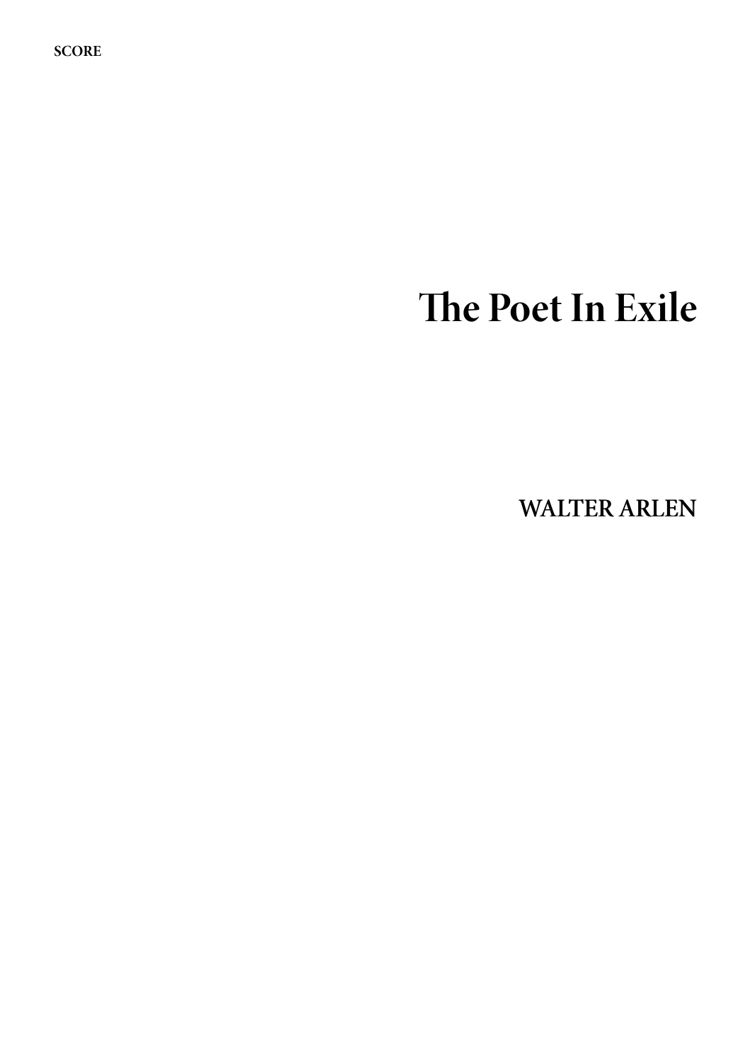**SCORE**

# The Poet In Exile

**WALTER ARLEN**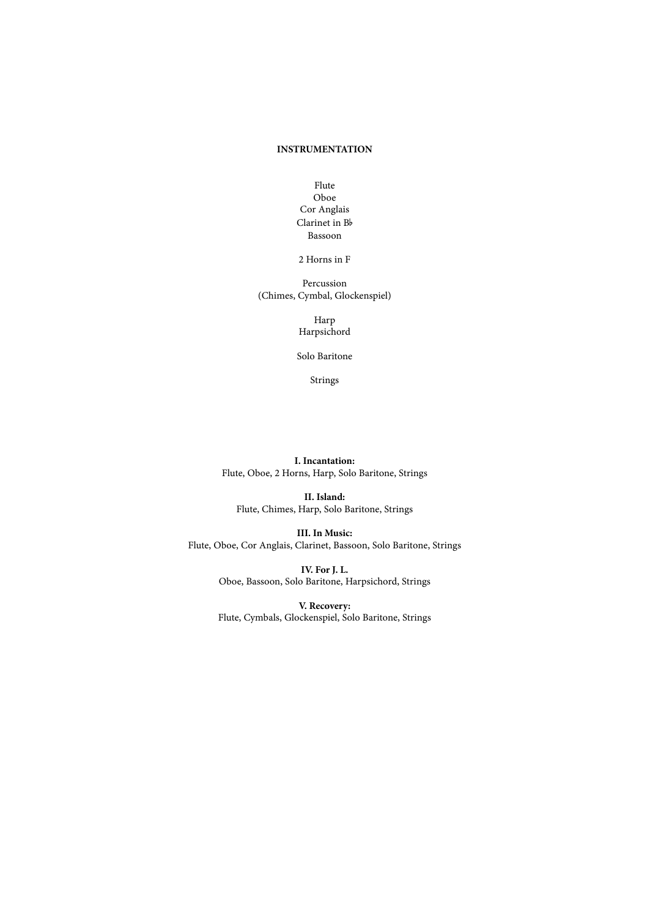**INSTRUMENTATION**

Flute
Oboe
Cor Anglais
Clarinet in B♭
Bassoon

2 Horns in F

Percussion
(Chimes, Cymbal, Glockenspiel)

Harp
Harpsichord

Solo Baritone

Strings

**I. Incantation:**
Flute, Oboe, 2 Horns, Harp, Solo Baritone, Strings

**II. Island:**
Flute, Chimes, Harp, Solo Baritone, Strings

**III. In Music:**
Flute, Oboe, Cor Anglais, Clarinet, Bassoon, Solo Baritone, Strings

**IV. For J. L.**
Oboe, Bassoon, Solo Baritone, Harpsichord, Strings

**V. Recovery:**
Flute, Cymbals, Glockenspiel, Solo Baritone, Strings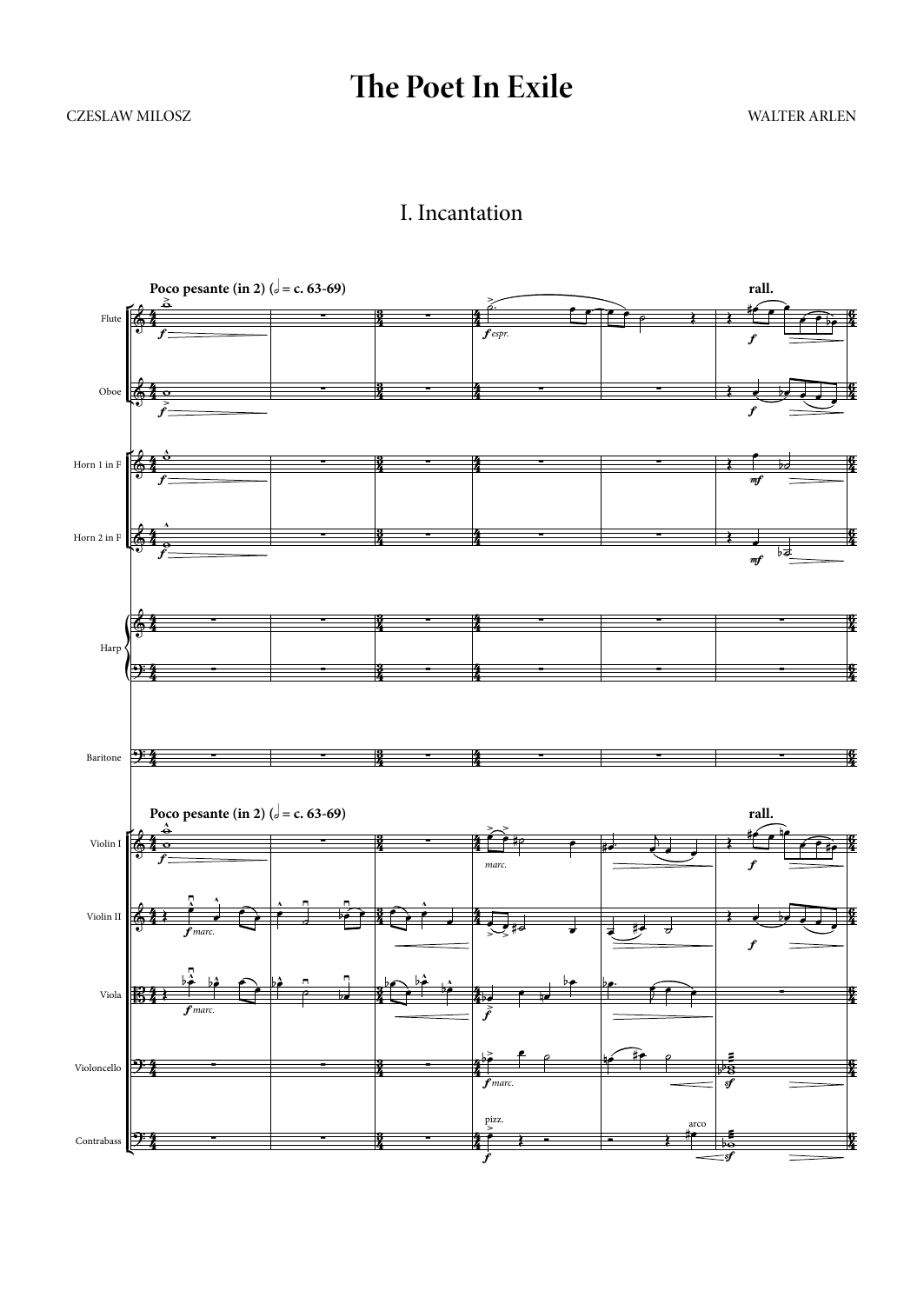# The Poet In Exile

CZESLAW MILOSZ

WALTER ARLEN

## I. Incantation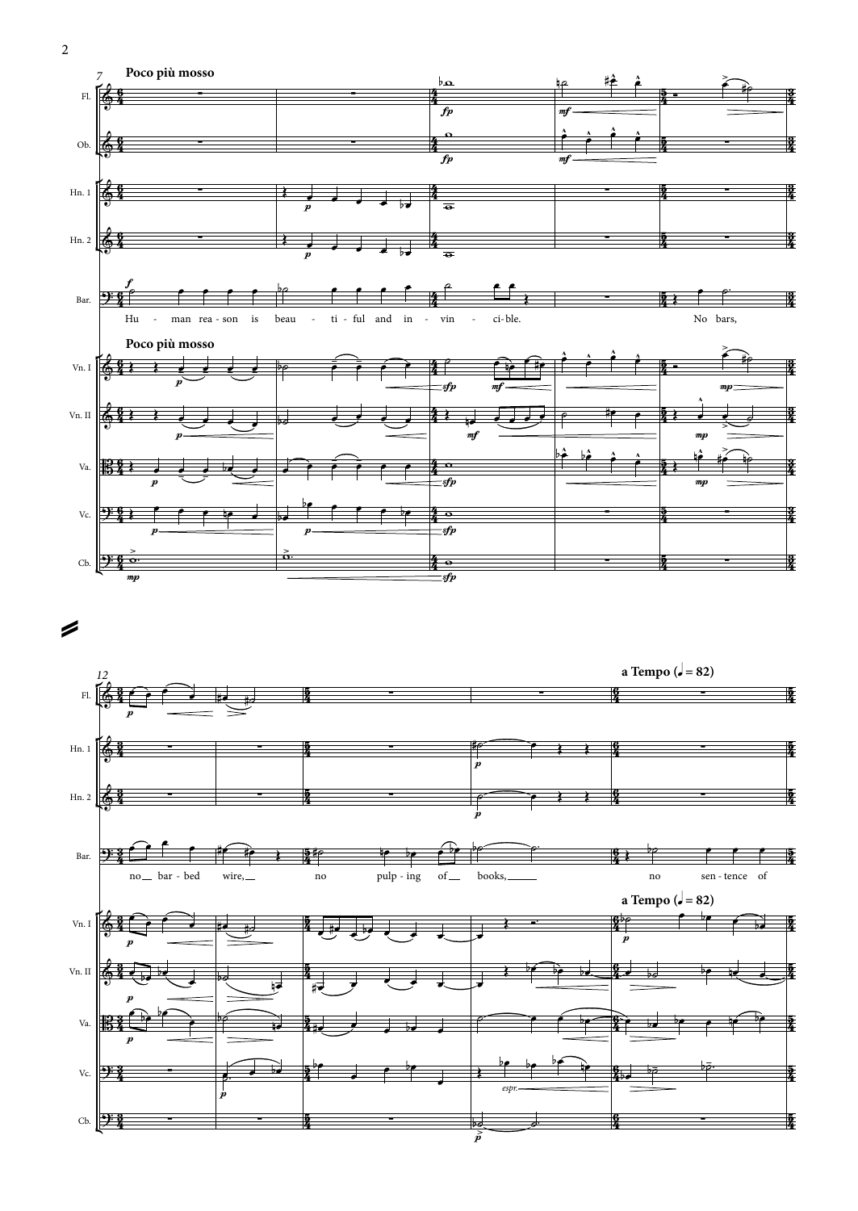**Poco più mosso**

Hu - man rea - son is beau - ti - ful and in - vin - ci - ble. No bars,

no bar - bed wire, no pulp - ing of books, no sen - tence of

**a Tempo (♩ = 82)**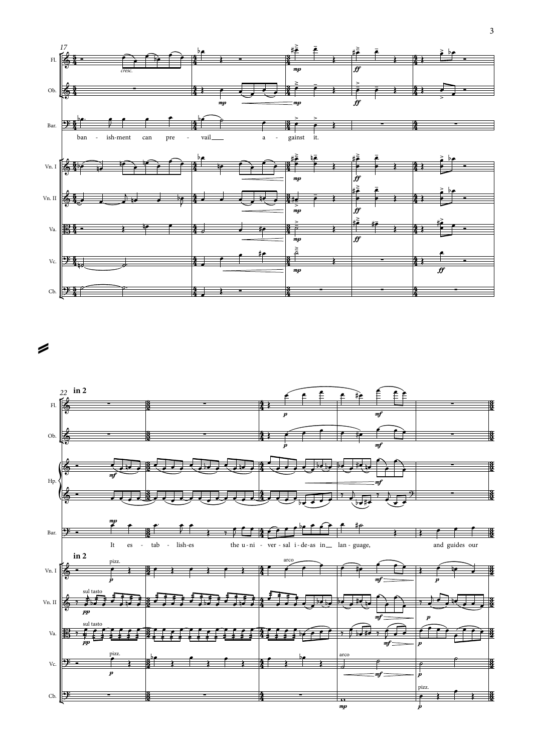17

Fl. Ob. Bar. Vn. I Vn. II Va. Vc. Cb.

*cresc.*

ban - ish-ment can pre - vail a - gainst it.

22 **in 2**

Fl. Ob. Hp. Bar. Vn. I Vn. II Va. Vc. Cb.

It es - tab - lish-es the u - ni - ver - sal i - de - as in lan - guage, and guides our

**in 2**

pizz. arco sul tasto sul tasto pizz. arco pizz.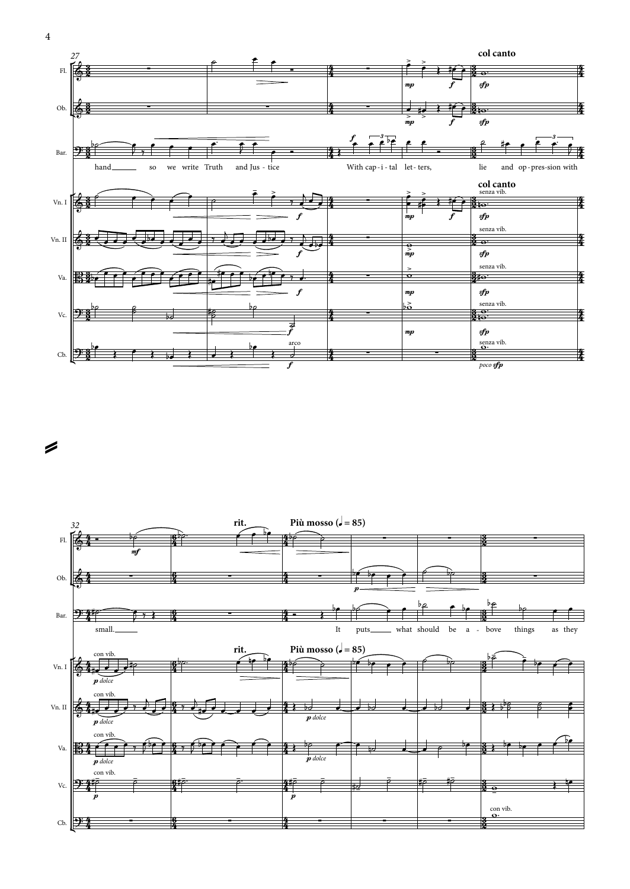27

col canto

Fl.

Ob.

Bar.

hand so we write Truth and Jus - tice With cap - i - tal let - ters, lie and op - pres - sion with

col canto

Vn. I

Vn. II

Va.

Vc.

Cb.

32

rit. Più mosso (♩= 85)

Fl.

Ob.

Bar.

small. It puts what should be a - bove things as they

rit. Più mosso (♩= 85)

Vn. I

Vn. II

Va.

Vc.

Cb.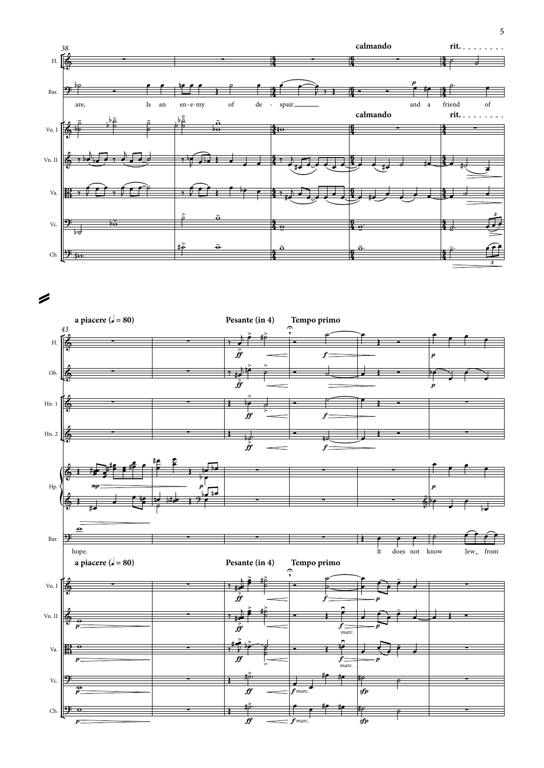38

calmando rit.

are, Is an en-e-my of de - spair and a friend of

calmando rit.

43

a piacere (♩ = 80) Pesante (in 4) Tempo primo

hope. It does not know Jew_ from

a piacere (♩ = 80) Pesante (in 4) Tempo primo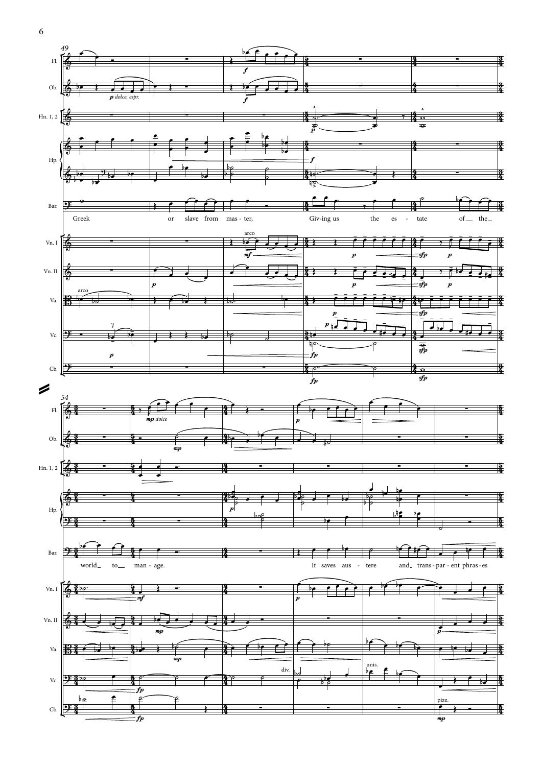Greek or slave from mas - ter, Giv-ing us the es - tate of the

world to man - age. It saves aus - tere and trans - par - ent phras - es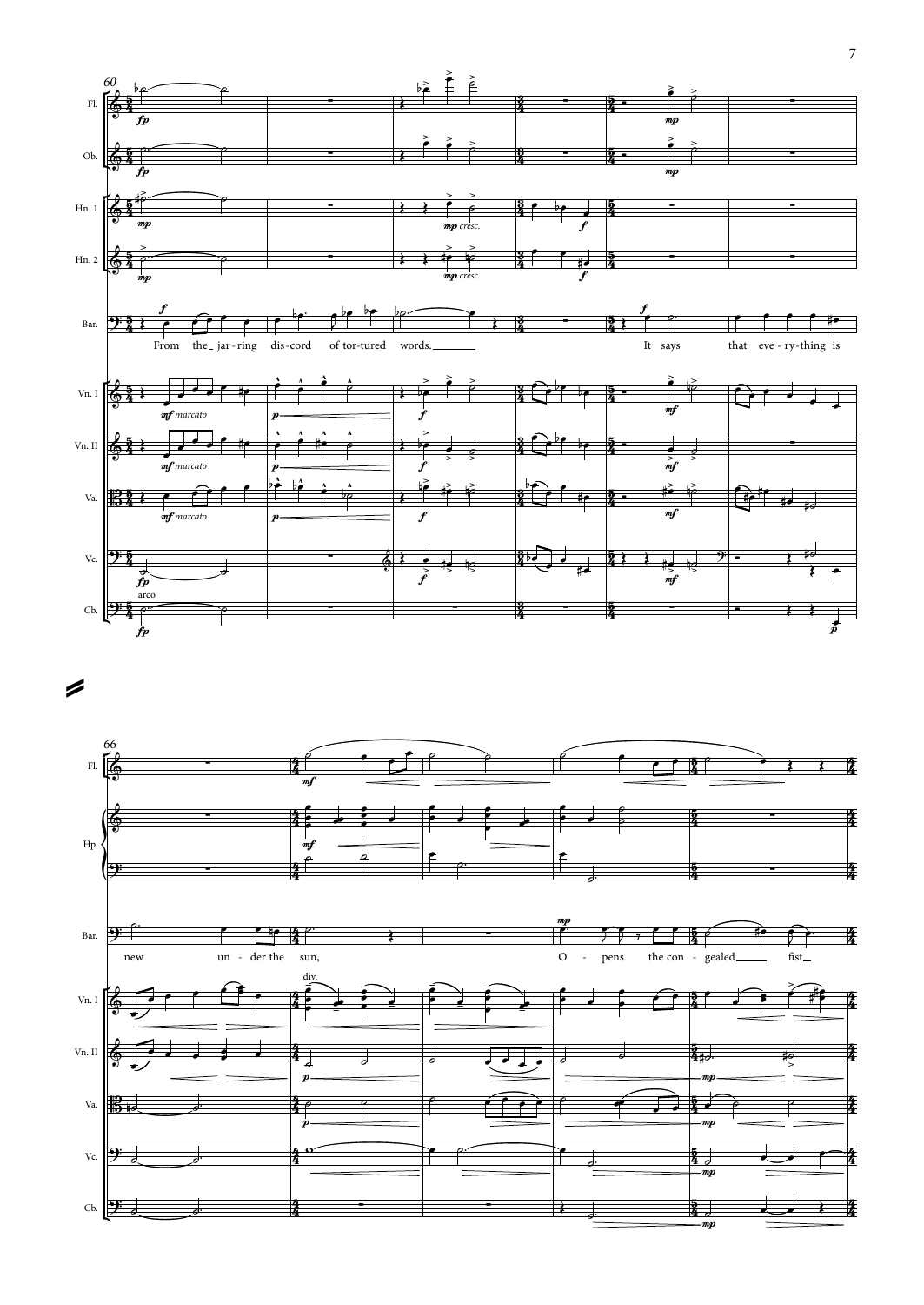From the jar-ring dis-cord of tor-tured words.

It says that eve-ry-thing is new un-der the sun,

O-pens the con-gealed fist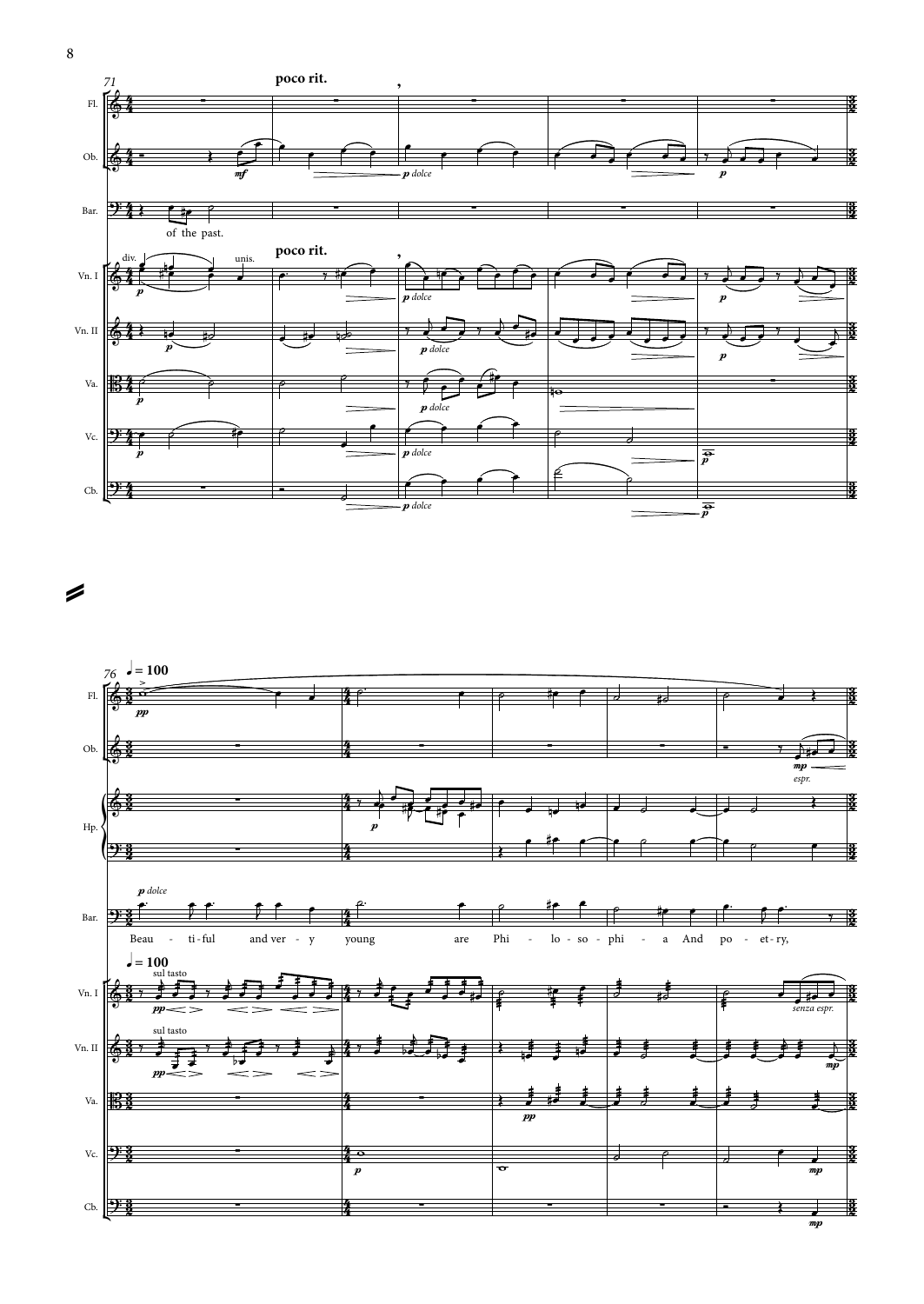71

**poco rit.**

of the past.

**poco rit.**

76 ♩ = 100

*p dolce*

Beau - ti - ful and ver - y young are Phi - lo - so - phi - a And po - et - ry,

♩ = 100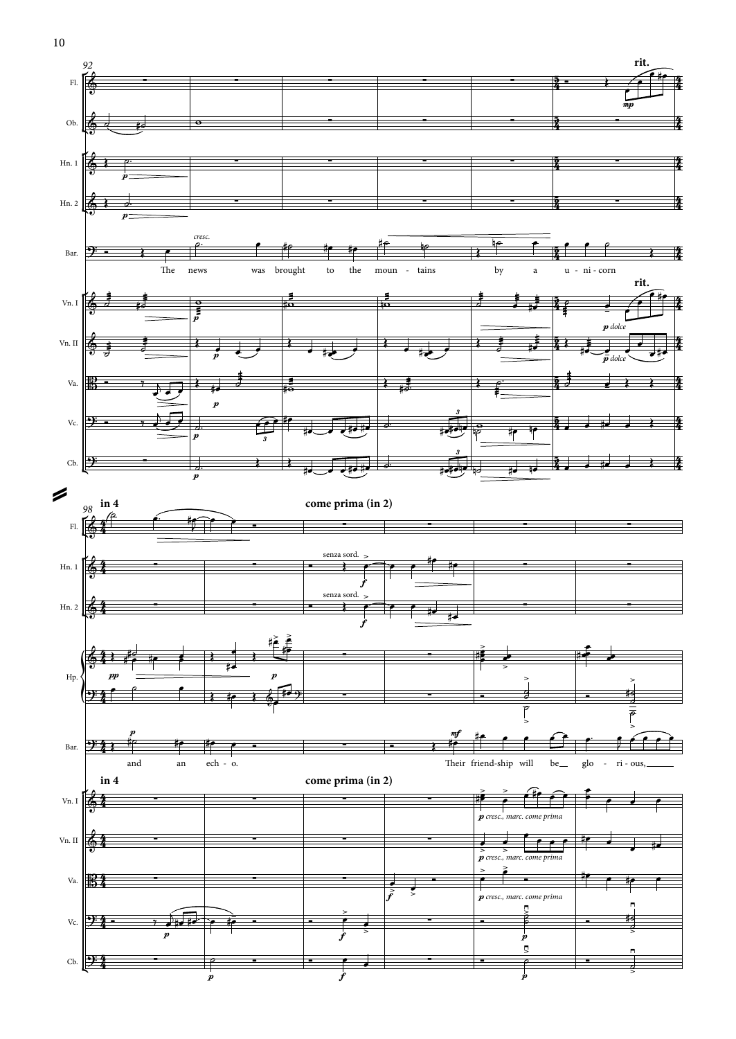92

Fl. Ob. Hn. 1 Hn. 2 Bar. Vn. I Vn. II Va. Vc. Cb.

rit.

cresc.

The news was brought to the moun - tains by a u - ni - corn

*p dolce*

98

in 4

come prima (in 2)

senza sord.

Fl. Hn. 1 Hn. 2 Hp. Bar. Vn. I Vn. II Va. Vc. Cb.

and an ech - o. Their friend-ship will be glo - ri - ous,

*p cresc., marc. come prima*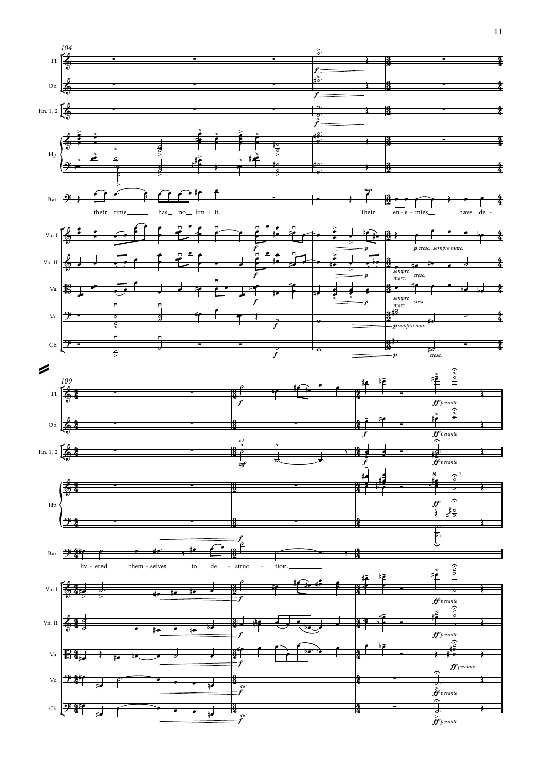104

Fl.

Ob.

Hn. 1, 2

Hp.

Bar.

their time has no lim - it. Their en - e - mies have de -

Vn. I

*p cresc., sempre marc.*

Vn. II

*sempre marc.* *cresc.*

Va.

*sempre marc.* *cresc.*

Vc.

*p sempre marc.*

Cb.

*cresc.*

109

Fl.

*ff pesante*

Ob.

*ff pesante*

Hn. 1, 2

a2

*ff pesante*

Hp.

Bar.

liv - ered them - selves to de - struc - tion.

Vn. I

*ff pesante*

Vn. II

*ff pesante*

Va.

*ff pesante*

Vc.

*ff pesante*

Cb.

*ff pesante*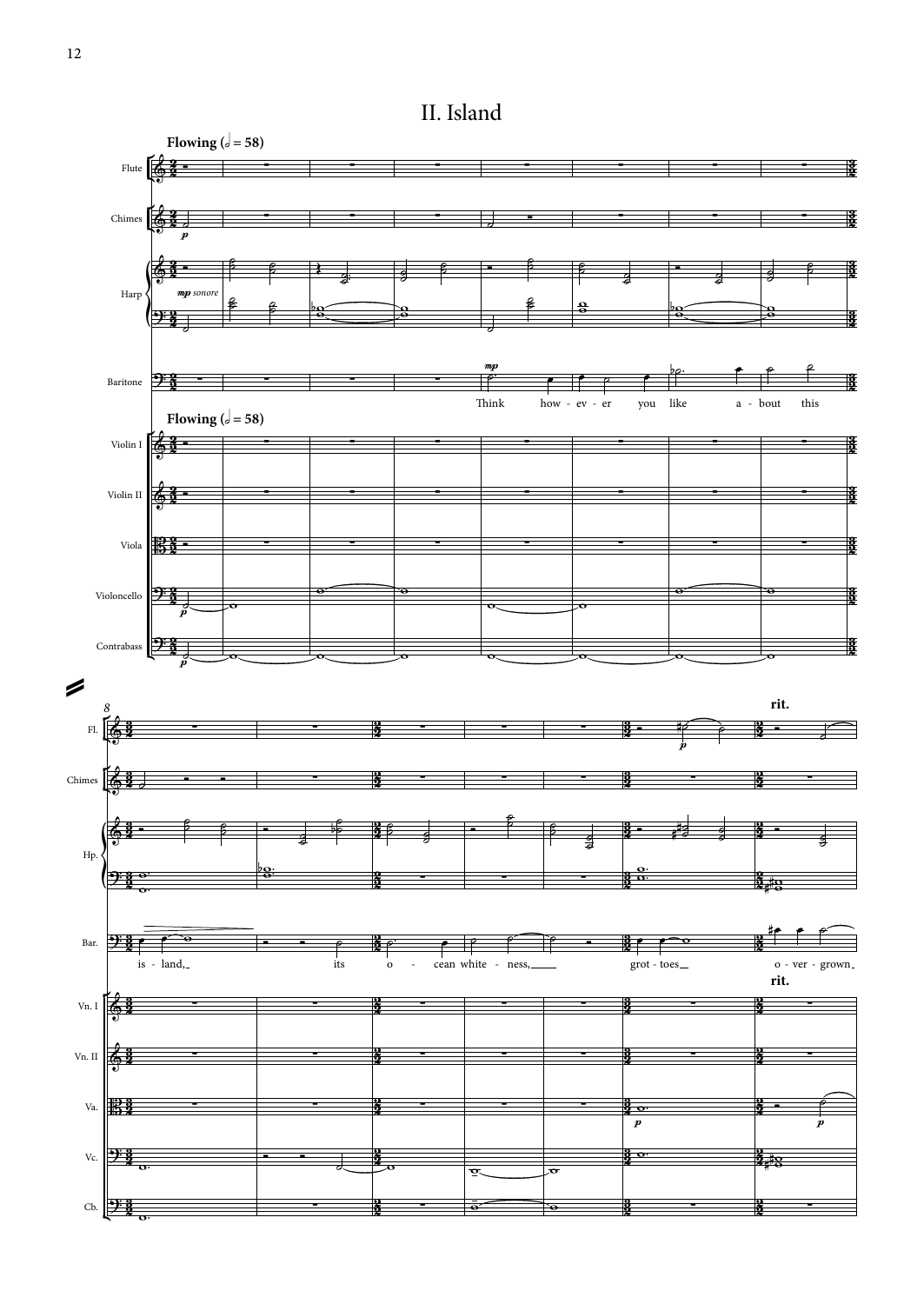# II. Island

Flowing (𝅗𝅥 = 58)

Flute

Chimes

Harp

*mp sonore*

Baritone

Think how - ev - er you like a - bout this

Flowing (𝅗𝅥 = 58)

Violin I

Violin II

Viola

Violoncello

Contrabass

is - land, its o - cean white - ness, grot - toes o - ver - grown

rit.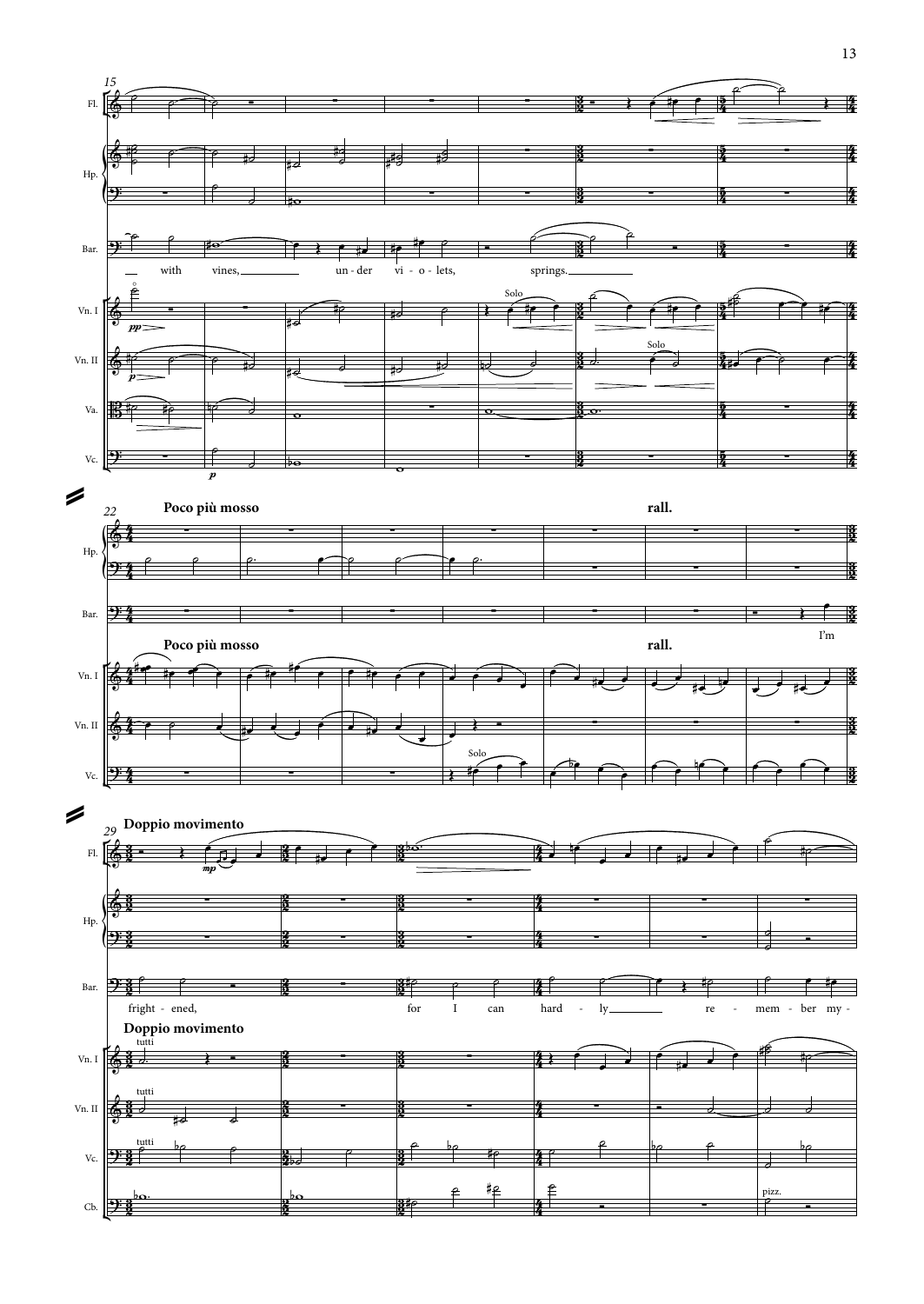with vines, un - der vi - o - lets, springs.

**Poco più mosso** **rall.**

I'm

**Doppio movimento**

fright - ened, for I can hard - ly re - mem - ber my -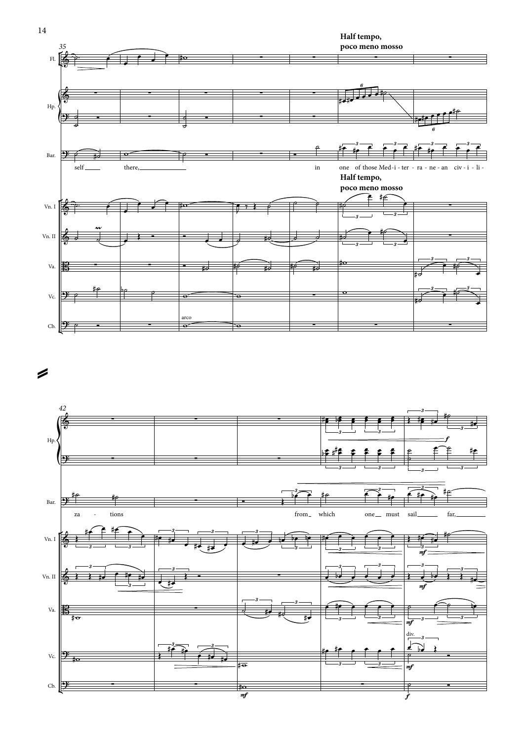**Half tempo, poco meno mosso**

self there, in one of those Med-i-ter-ra-ne-an civ-i-li-

za - tions from which one must sail far,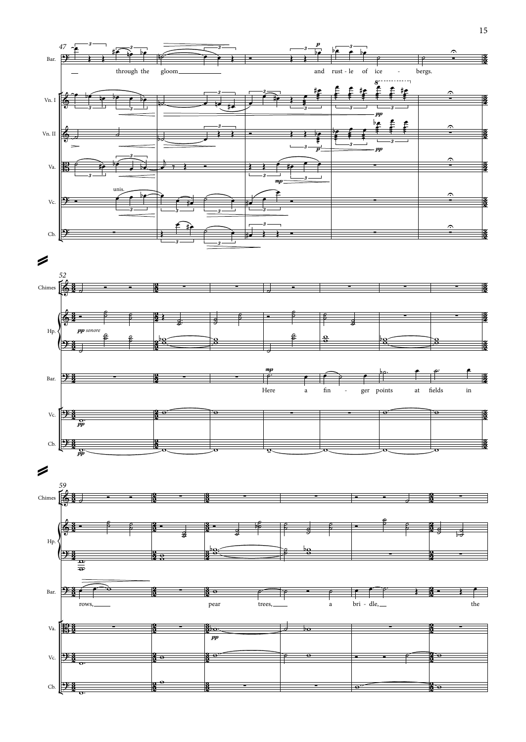Bar. — through the gloom and rust - le of ice - bergs.

Vn. I

Vn. II

Va.

Vc. unis.

Cb.

Chimes

Hp. *pp sonore*

Bar. *mp* Here a fin - ger points at fields in

Vc. *pp*

Cb. *pp*

Chimes

Hp.

Bar. rows, pear trees, a bri - dle, the

Va. *pp*

Vc.

Cb.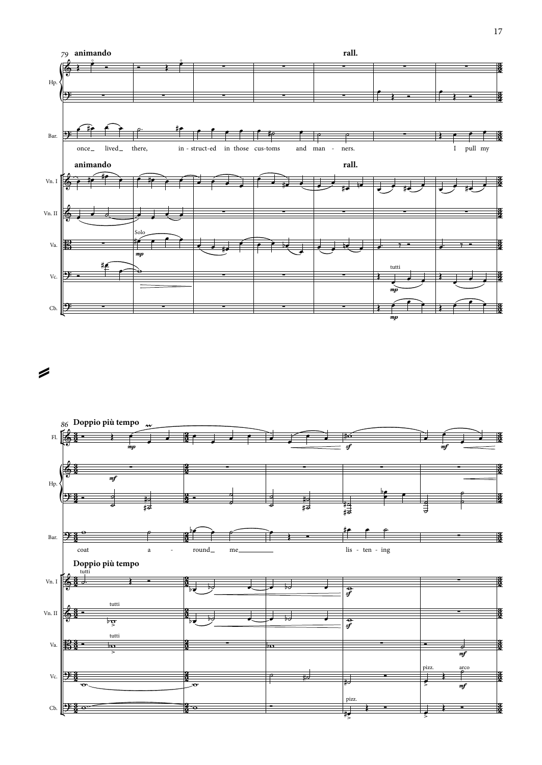79 **animando** **rall.**

Hp.

Bar.

once_ lived_ there, in - struct-ed in those cus-toms and man - ners. I pull my

**animando** **rall.**

Vn. I

Vn. II

Va. Solo *mp*

Vc. tutti *mp*

Cb. *mp*

86 **Doppio più tempo**

Fl. *mp* *sf* *mf*

Hp. *mf*

Bar.

coat a - round_ me_________ lis - ten - ing

**Doppio più tempo**

Vn. I tutti *sf*

Vn. II tutti *sf*

Va. tutti *mf*

Vc. pizz. arco *mf*

Cb. pizz.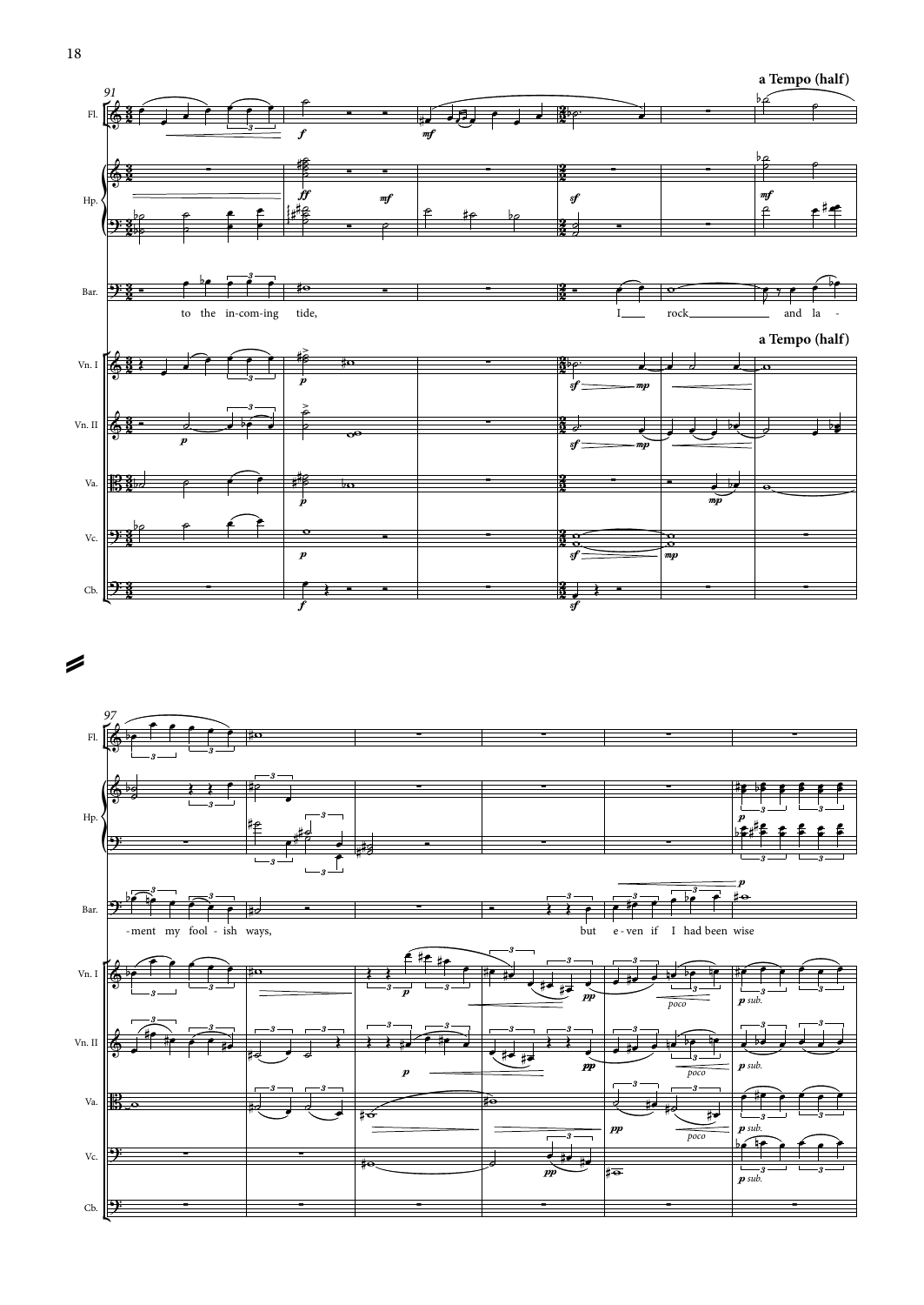**a Tempo (half)**

to the in-com-ing tide, I rock and la-

**a Tempo (half)**

-ment my fool-ish ways, but e-ven if I had been wise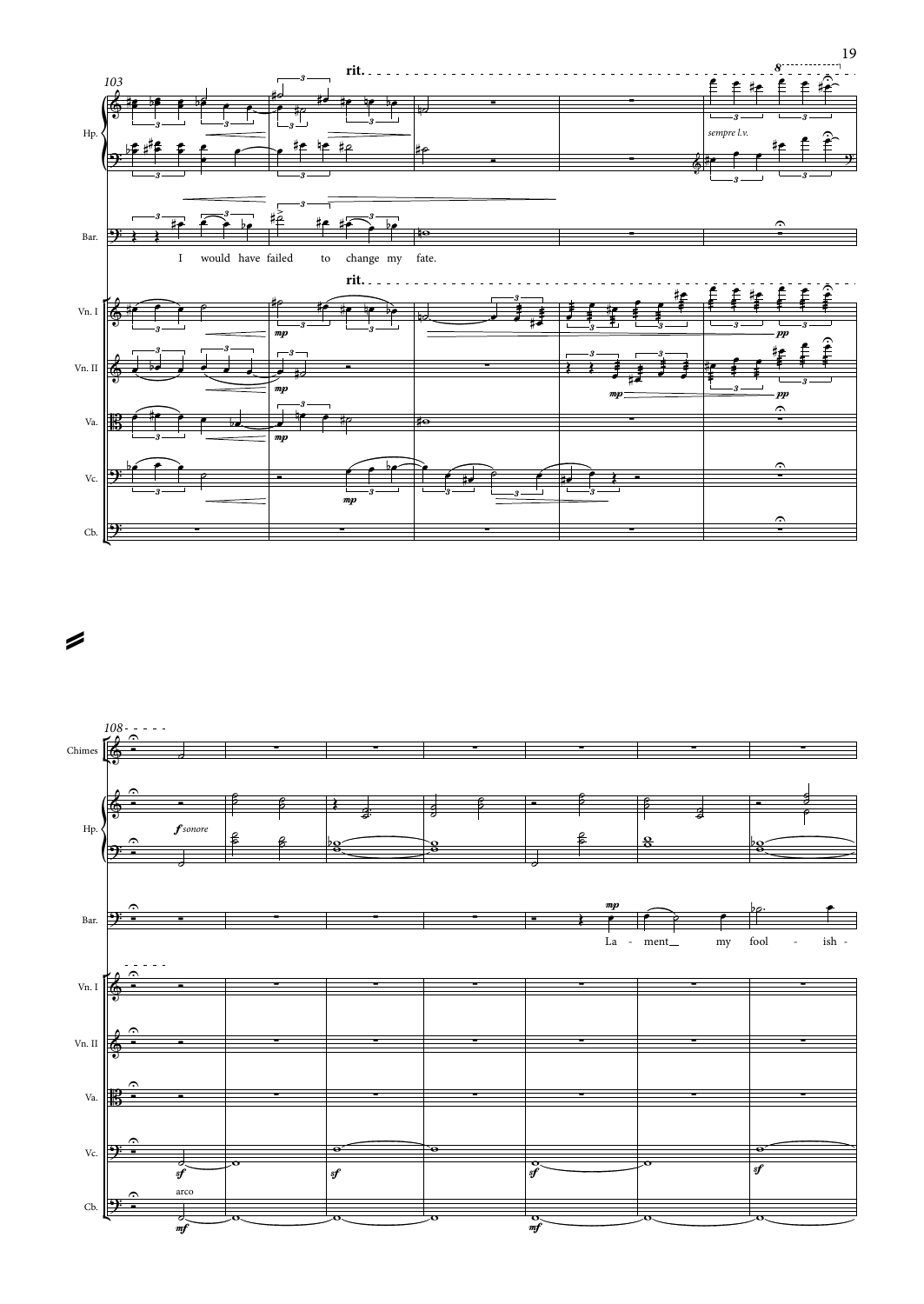103

rit.

Hp.

Bar.

I would have failed to change my fate.

Vn. I

Vn. II

Va.

Vc.

Cb.

*sempre l.v.*

*mp*

*pp*

108

Chimes

Hp.

*f sonore*

Bar.

*mp*

La - ment my fool - ish -

Vn. I

Vn. II

Va.

Vc.

*sf*

Cb.

arco

*mf*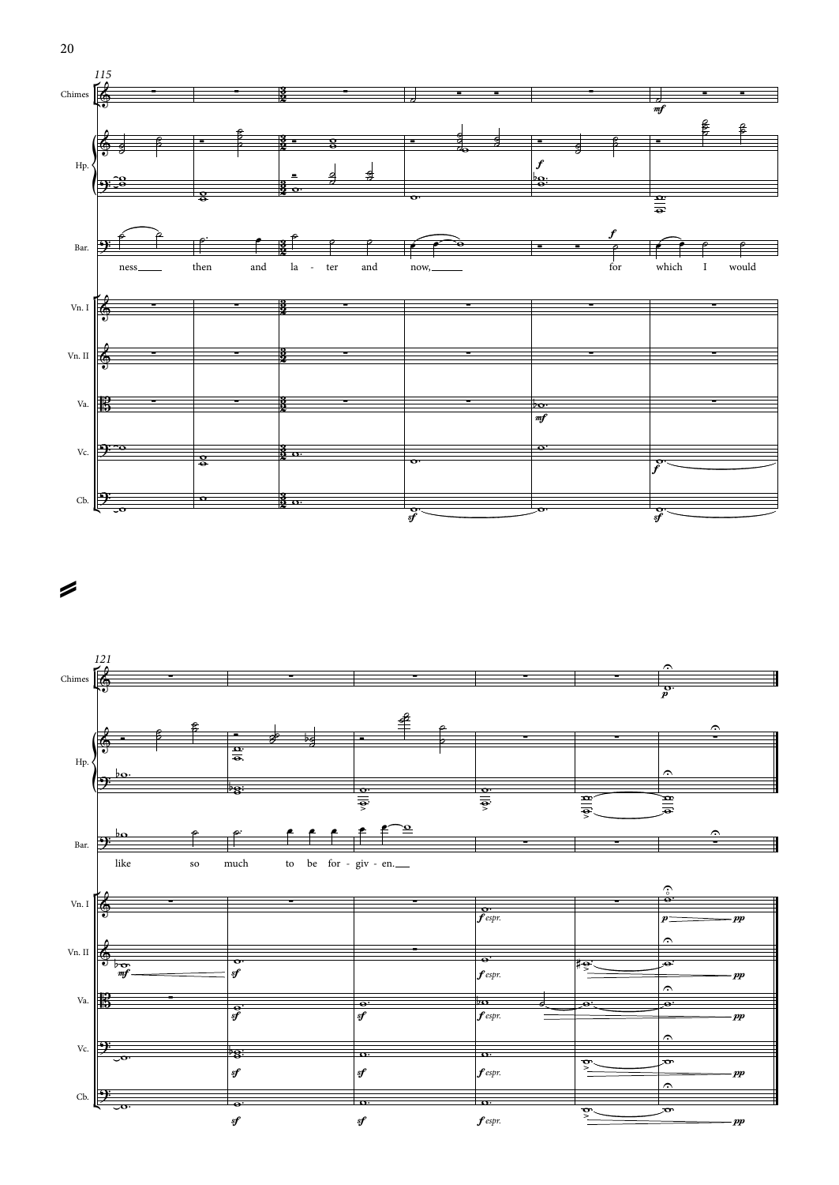115

ness then and la - ter and now, for which I would

121

like so much to be for - giv - en.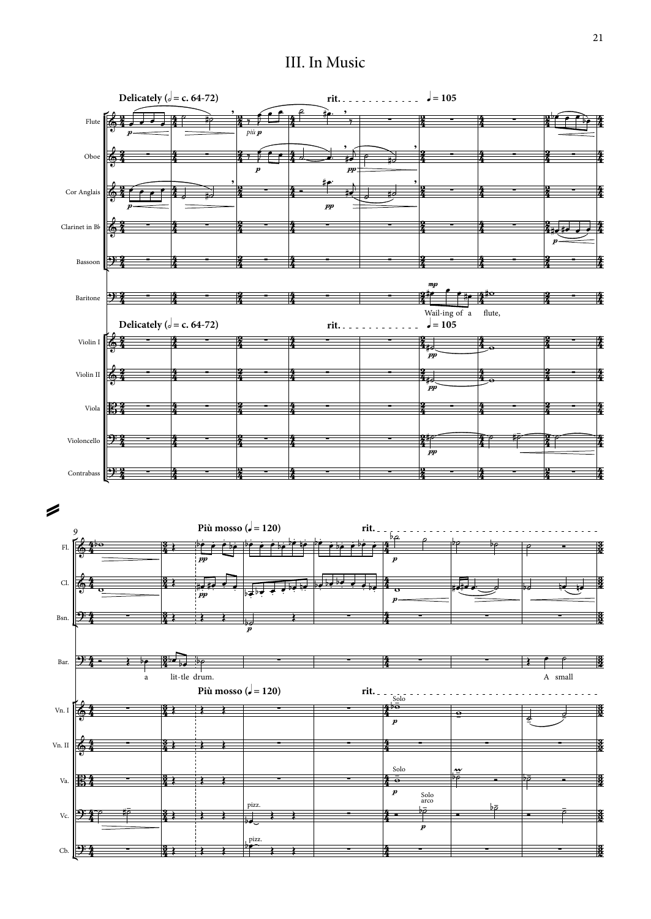# III. In Music

Delicately (𝅗𝅥 = c. 64-72) rit. 𝅘𝅥 = 105

Flute
Oboe
Cor Anglais
Clarinet in B♭
Bassoon
Baritone
Violin I
Violin II
Viola
Violoncello
Contrabass

Wail-ing of a flute,

9

Più mosso (𝅘𝅥 = 120) rit.

a lit-tle drum. A small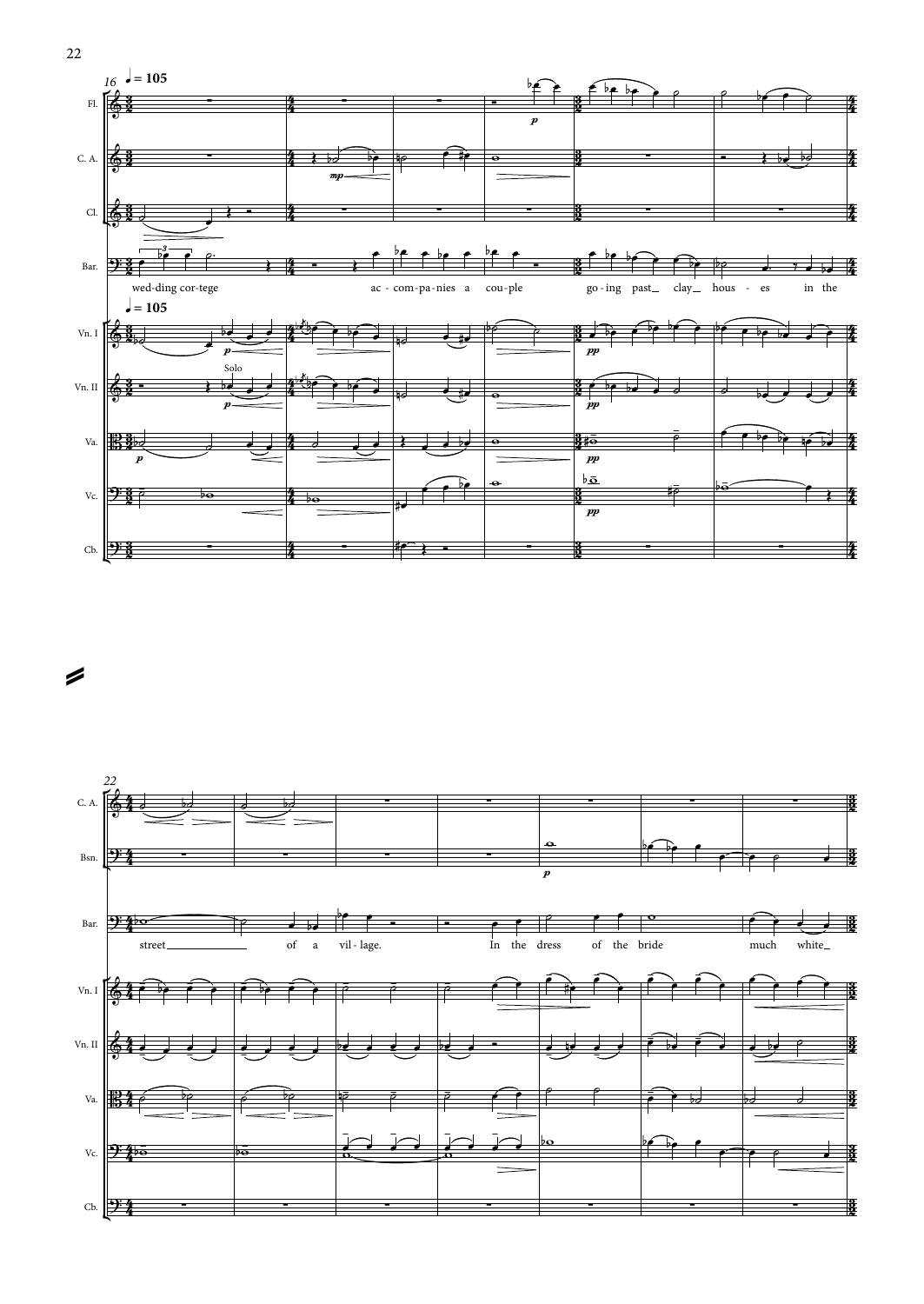♩ = 105

Fl.
C. A.
Cl.
Bar.

wed-ding cor-tege ac - com-pa-nies a cou-ple go - ing past_ clay_ hous - es in the

♩ = 105

Vn. I
Vn. II (Solo)
Va.
Vc.
Cb.

C. A.
Bsn.
Bar.

street_ of a vil - lage. In the dress of the bride much white_

Vn. I
Vn. II
Va.
Vc.
Cb.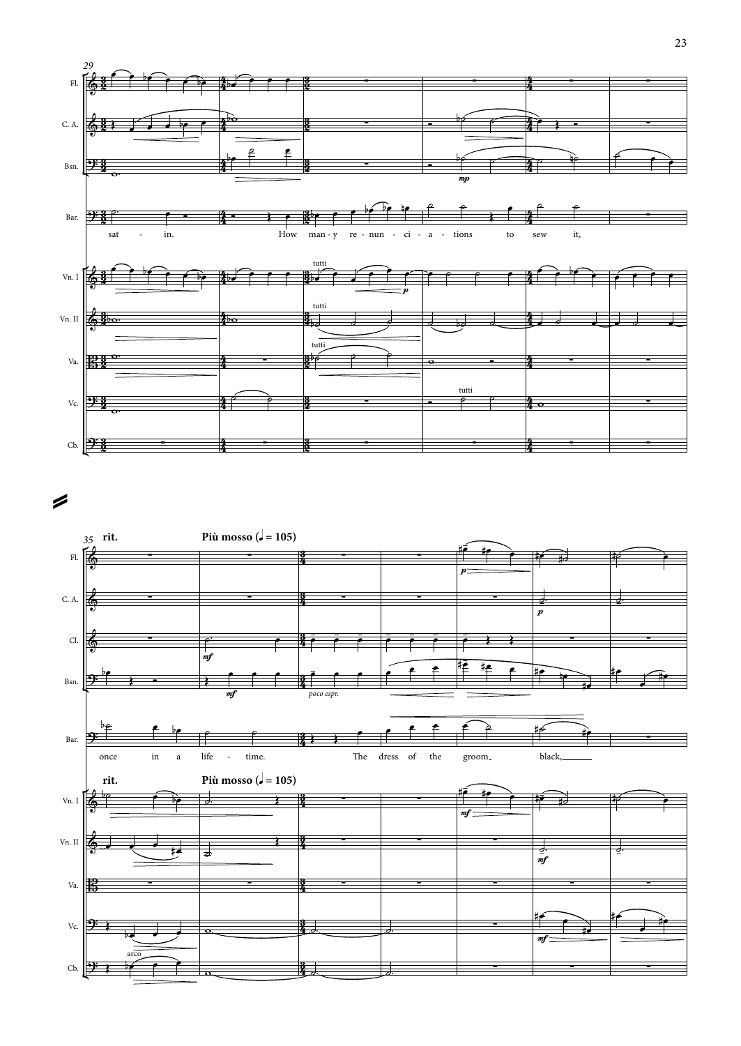29

Fl.
C. A.
Bsn.
Bar.
Vn. I
Vn. II
Va.
Vc.
Cb.

sat - in. How man - y re - nun - ci - a - tions to sew it,

tutti *p* *mp*

35 **rit.** **Più mosso (♩ = 105)**

Fl.
C. A.
Cl.
Bsn.
Bar.
Vn. I
Vn. II
Va.
Vc.
Cb.

*mf* *p* *poco espr.* arco

once in a life - time. The dress of the groom black,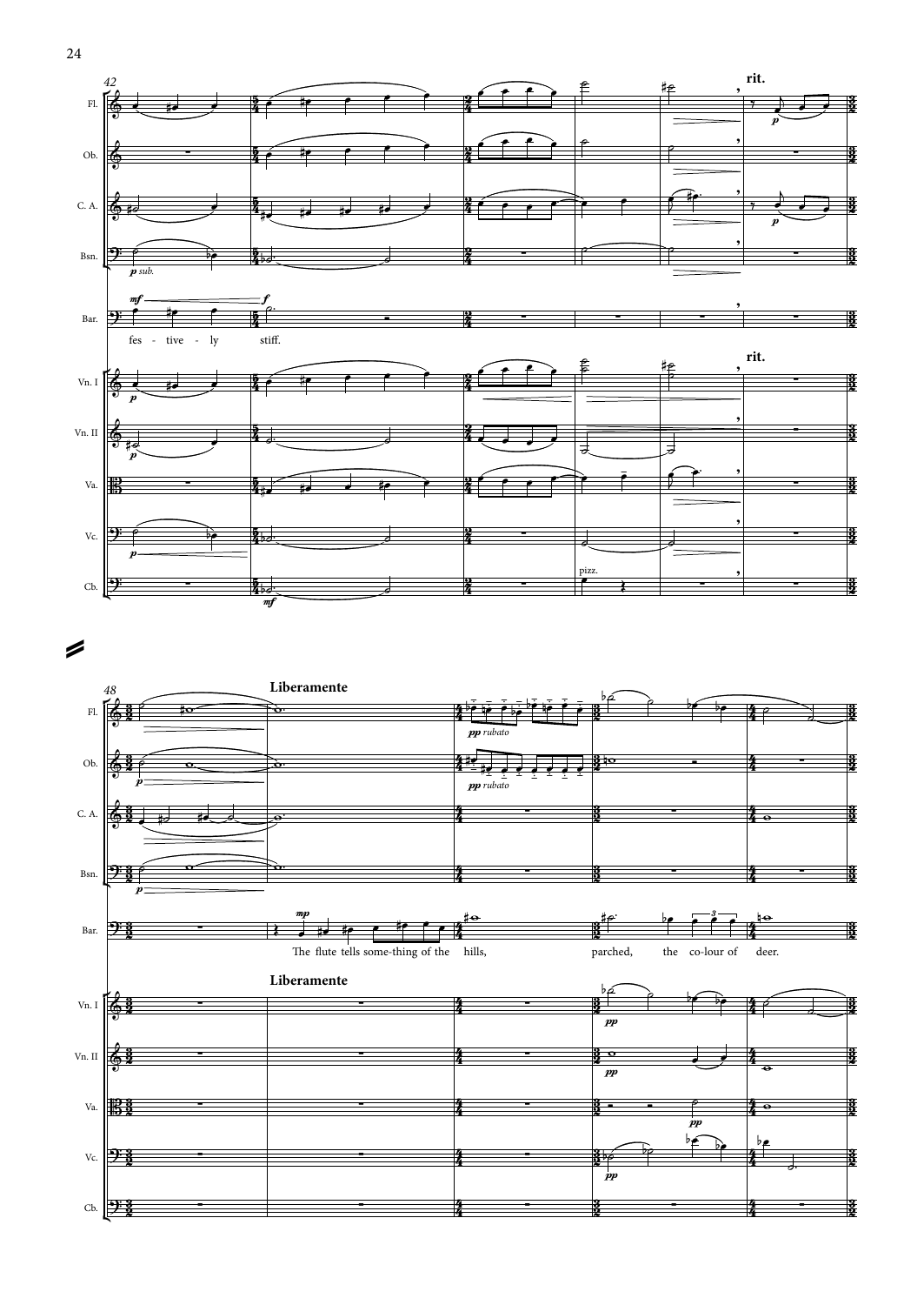42

rit.

Fl.

Ob.

C. A.

Bsn.

*p sub.*

*mf* *f*

Bar.

fes - tive - ly stiff.

rit.

Vn. I

*p*

Vn. II

*p*

Va.

Vc.

*p*

Cb.

*mf*

pizz.

48

**Liberamente**

Fl.

*pp rubato*

Ob.

*p*

*pp rubato*

C. A.

Bsn.

*p*

*mp*

Bar.

The flute tells some-thing of the hills, parched, the co-lour of deer.

**Liberamente**

Vn. I

*pp*

Vn. II

*pp*

Va.

*pp*

Vc.

*pp*

Cb.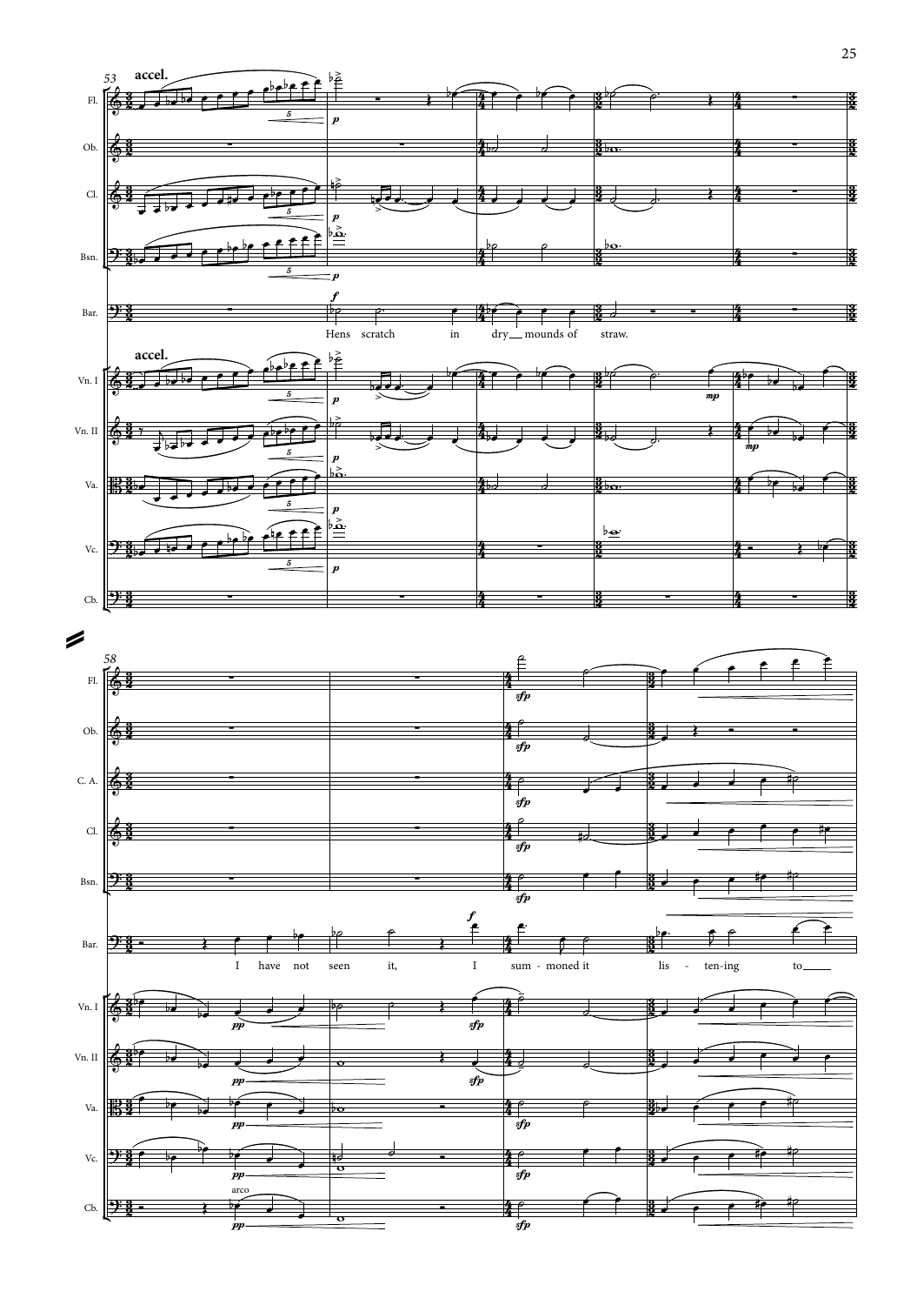accel.

Hens scratch in dry mounds of straw.

I have not seen it, I sum - moned it lis - ten-ing to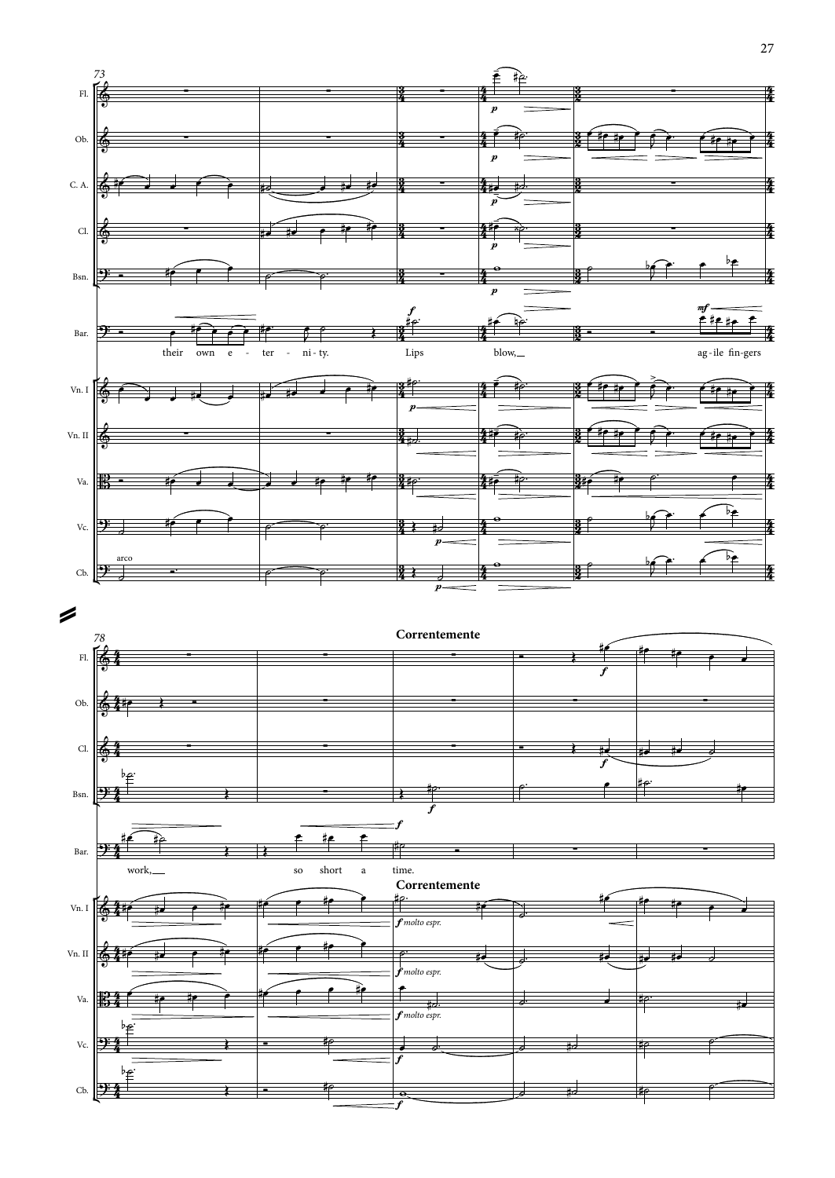73

Fl.

Ob.

C. A.

Cl.

Bsn.

Bar.

their own e - ter - ni - ty. Lips blow, agile fingers

Vn. I

Vn. II

Va.

Vc.

Cb.

78

**Correntemente**

work, so short a time.

**Correntemente**

*f molto espr.*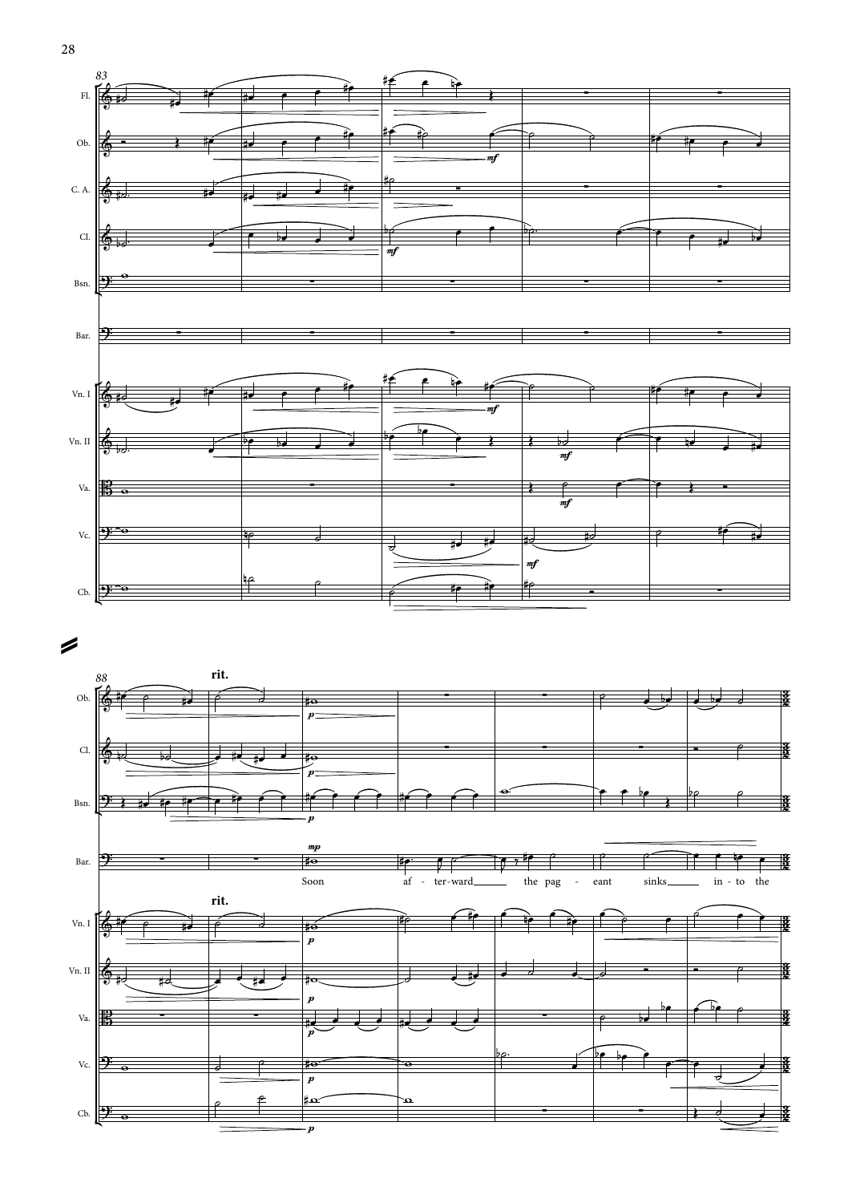83

Fl.

Ob.

C. A.

Cl.

Bsn.

Bar.

Vn. I

Vn. II

Va.

Vc.

Cb.

*mf*

88

**rit.**

*p*

*mp*

Soon af - ter-ward the pag - eant sinks in - to the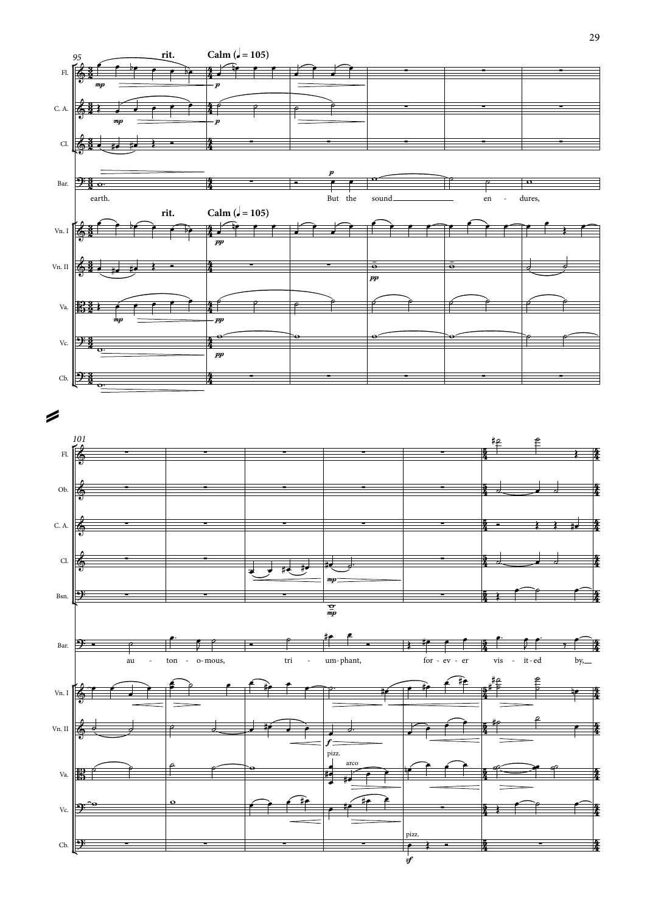rit. Calm (♩ = 105)

earth. But the sound en - dures,

au - ton - o - mous, tri - um - phant, for - ev - er vis - it - ed by,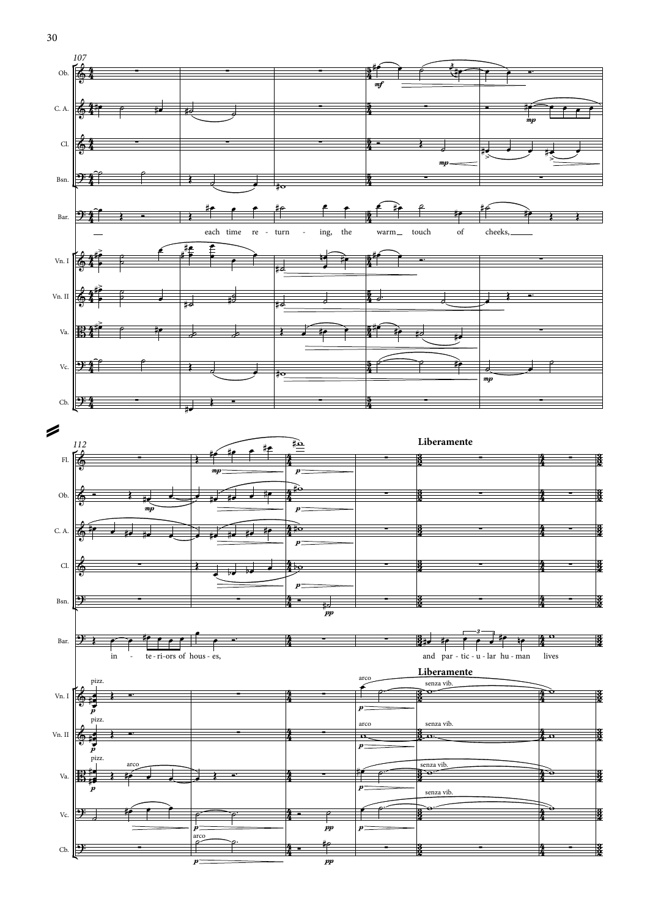107

Ob.

C. A.

Cl.

Bsn.

Bar.

each time re - turn - ing, the warm touch of cheeks,

Vn. I

Vn. II

Va.

Vc.

Cb.

112

Fl.

Ob.

C. A.

Cl.

Bsn.

Bar.

in - te - ri - ors of hous - es, and par - tic - u - lar hu - man lives

**Liberamente**

Vn. I

Vn. II

Va.

Vc.

Cb.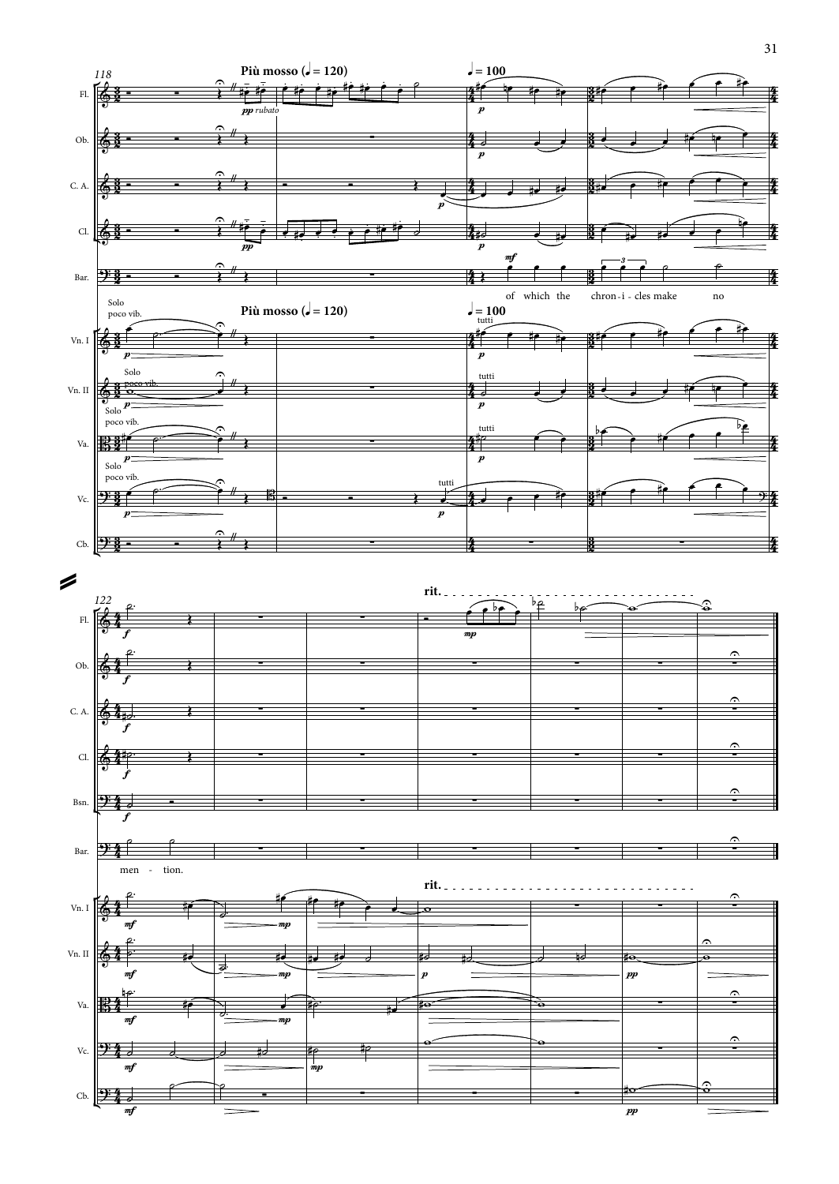Più mosso (♩ = 120)

♩ = 100

*pp rubato*

of which the chron - i - cles make no

Solo poco vib.

tutti

men - tion.

rit.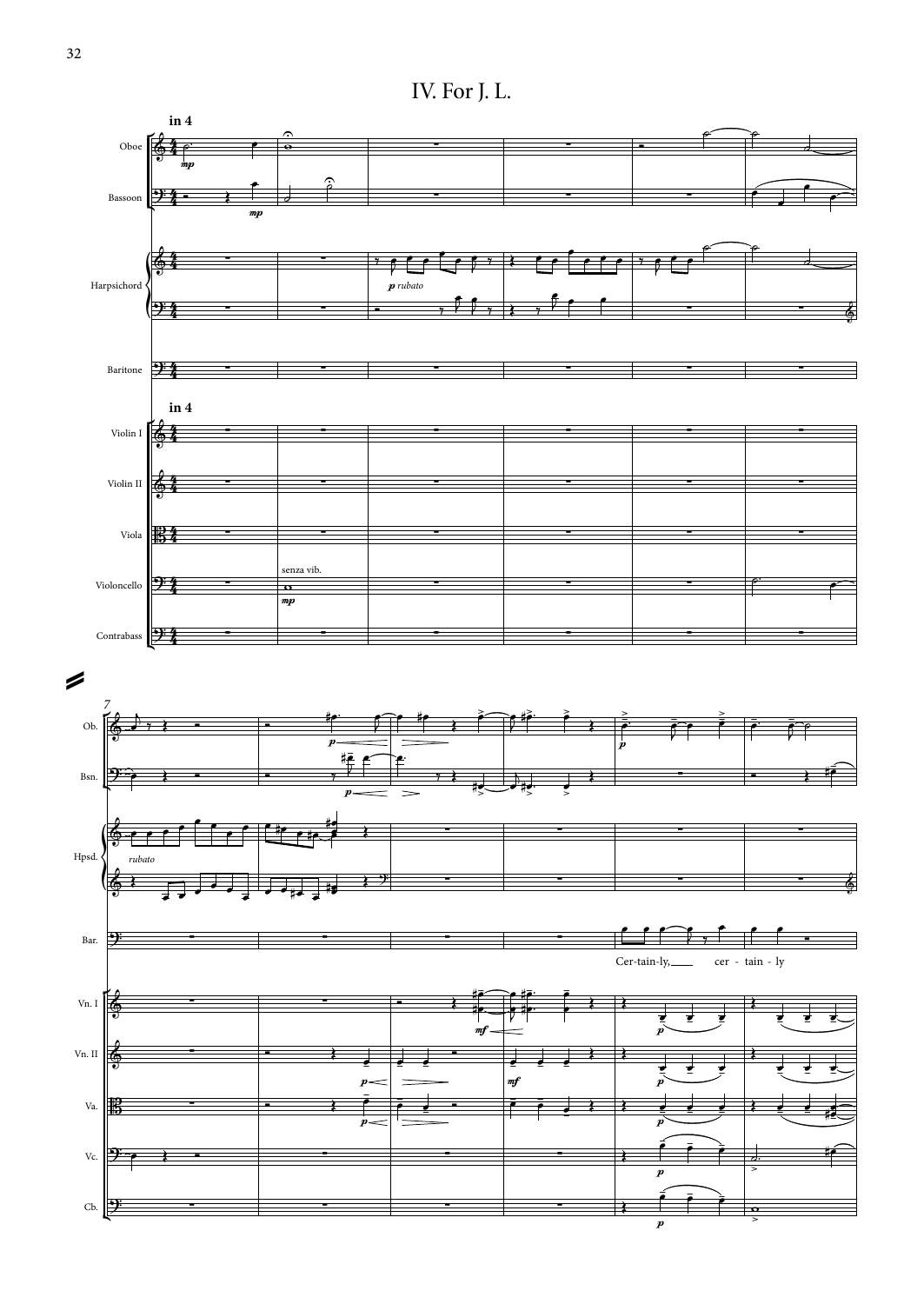# IV. For J. L.

in 4

Oboe

Bassoon

Harpsichord

Baritone

in 4

Violin I

Violin II

Viola

Violoncello

Contrabass

*mp*

*mp*

*p rubato*

senza vib.

*mp*

7

Ob.

Bsn.

Hpsd.

*rubato*

Bar.

Cer-tain-ly, cer - tain - ly

Vn. I

Vn. II

Va.

Vc.

Cb.

*p*

*mf*

*p*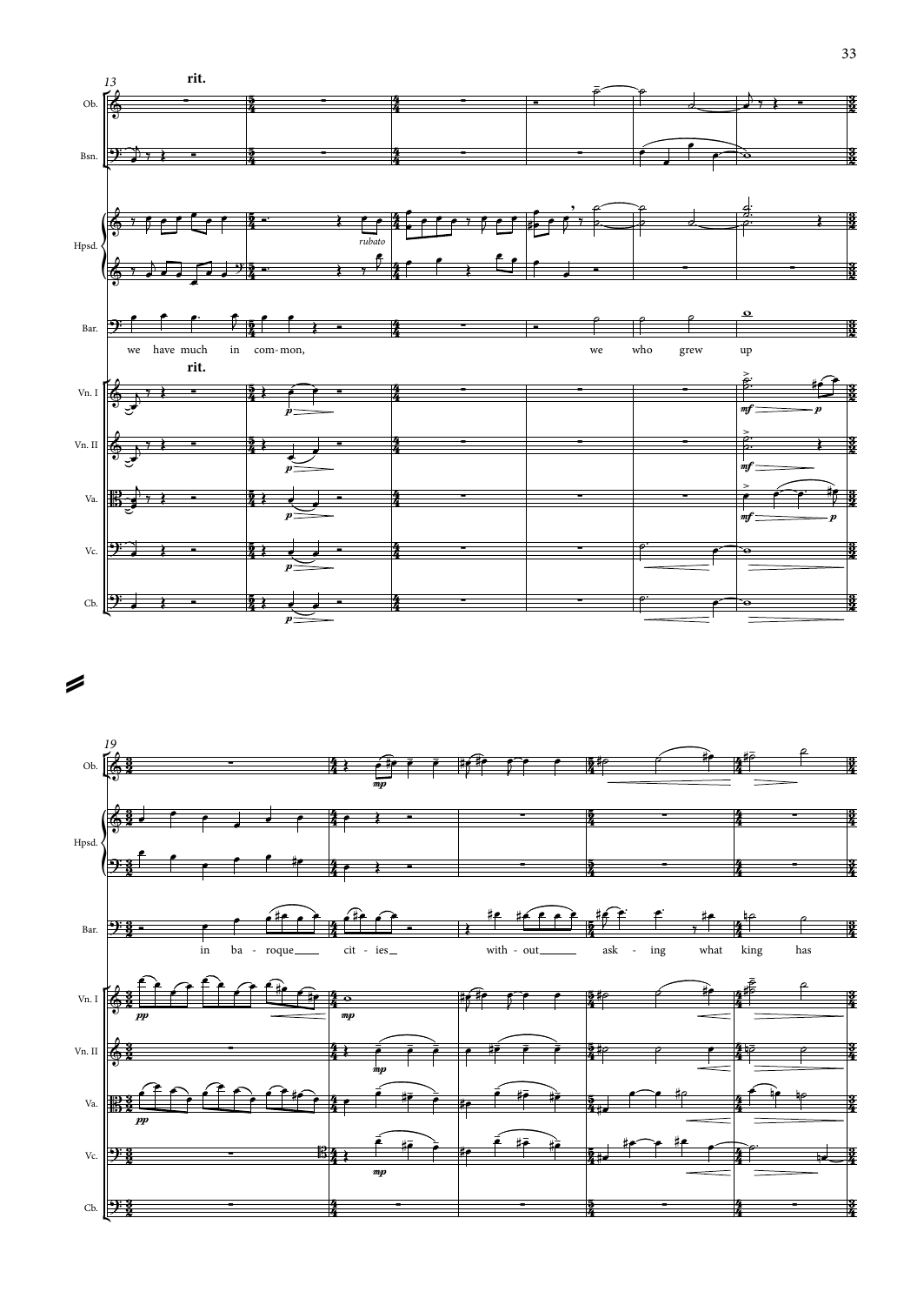rit.

Ob.

Bsn.

Hpsd.

*rubato*

Bar.

we have much in com-mon, we who grew up

rit.

Vn. I

Vn. II

Va.

Vc.

Cb.

Ob.

Hpsd.

Bar.

in ba - roque cit - ies with - out ask - ing what king has

Vn. I

Vn. II

Va.

Vc.

Cb.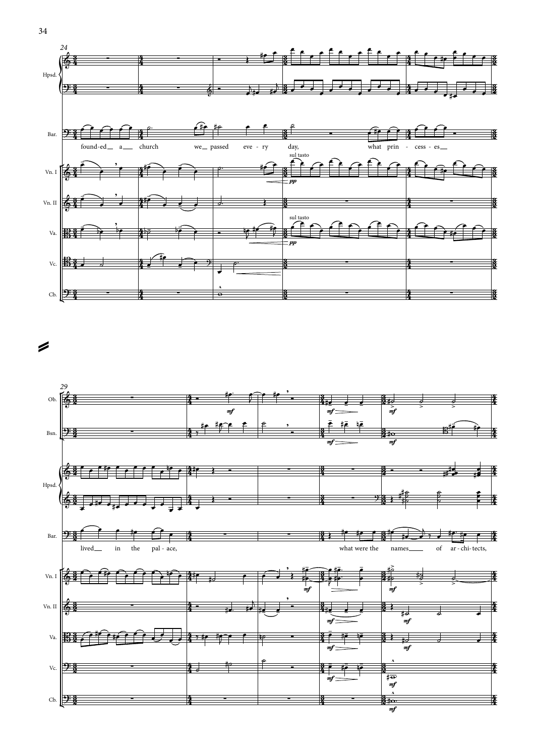24

Hpsd.

Bar.

found-ed a church we passed eve - ry day, what prin - cess - es

Vn. I

sul tasto

*pp*

Vn. II

Va.

sul tasto

*pp*

Vc.

Cb.

29

Ob.

*mf*

*mf*

*mf*

Bsn.

*mf*

*mf*

Hpsd.

Bar.

lived in the pal - ace, what were the names of ar - chi - tects,

Vn. I

*mf*

*mf*

Vn. II

*mf*

*mf*

Va.

*mf*

*mf*

Vc.

*mf*

*mf*

Cb.

*mf*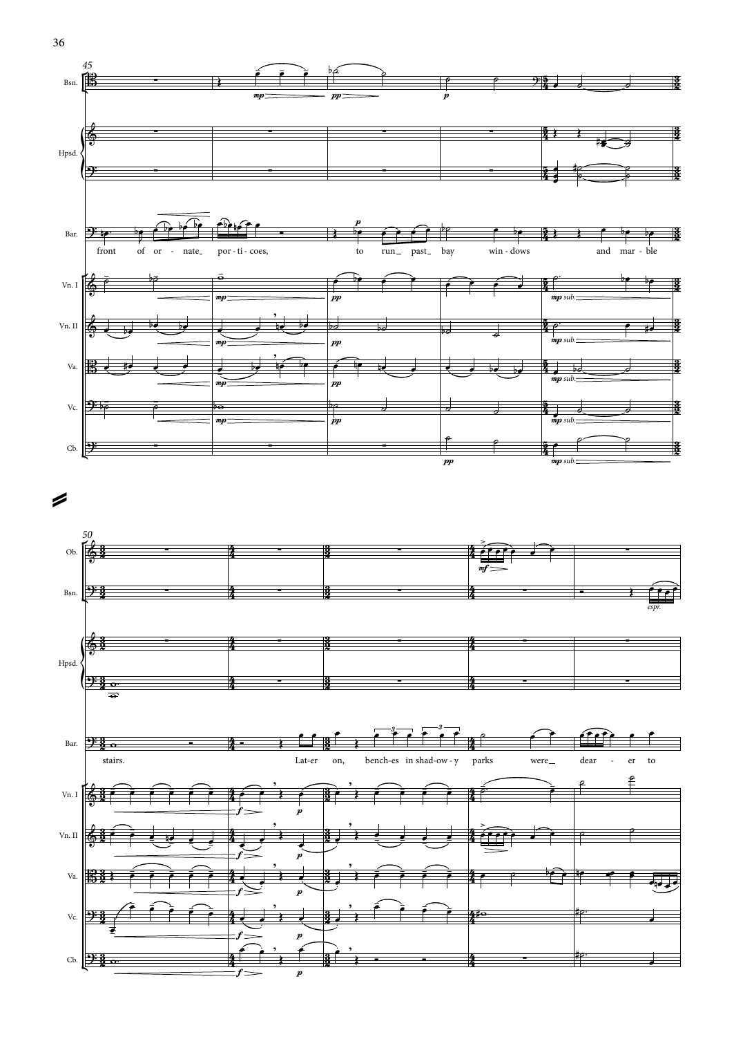front of or - nate_ por - ti - coes, to run_ past_ bay win - dows and mar - ble

stairs. Lat-er on, bench-es in shad-ow - y parks were_ dear - er to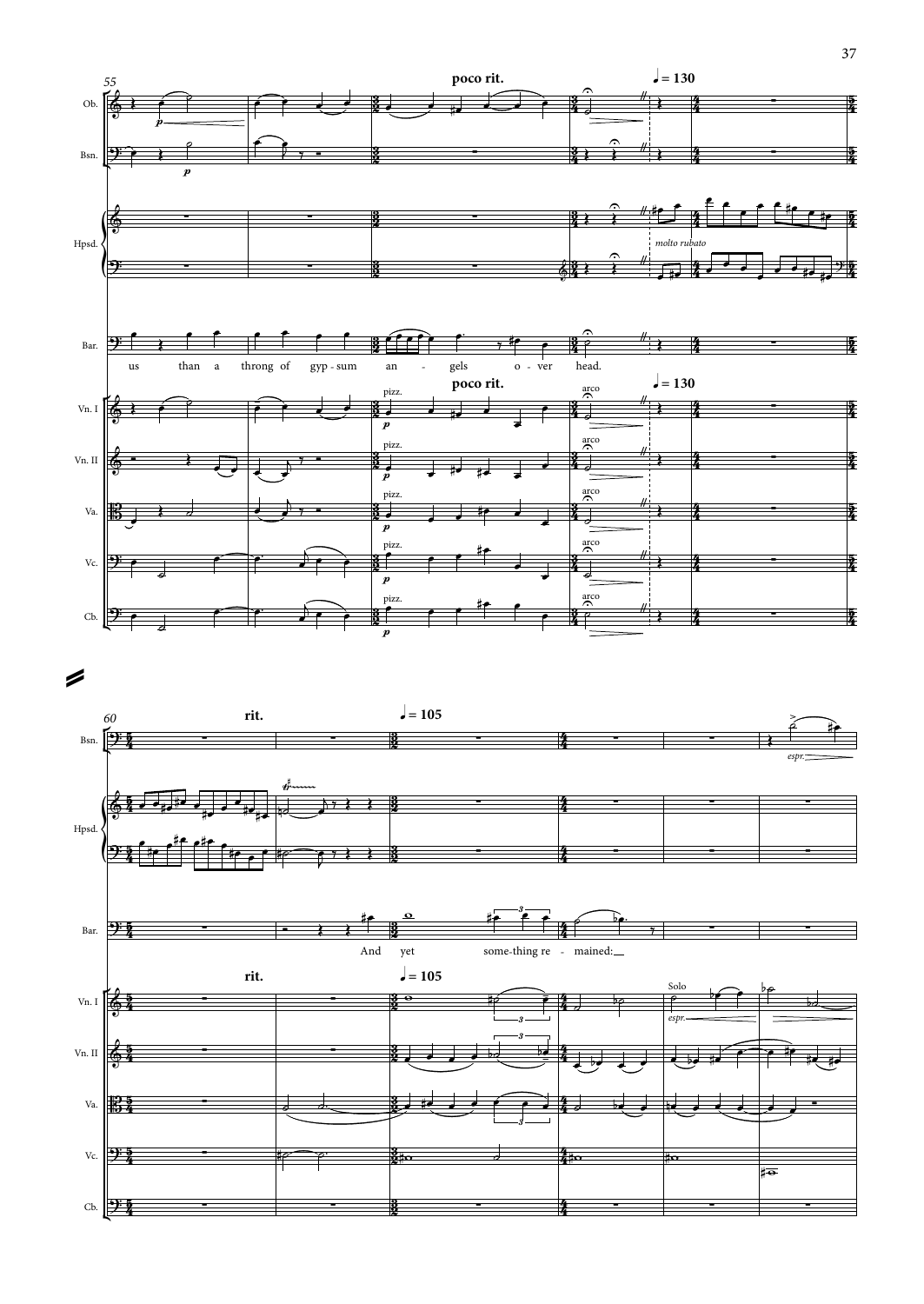us than a throng of gyp-sum an - gels o - ver head.

And yet some-thing re - mained: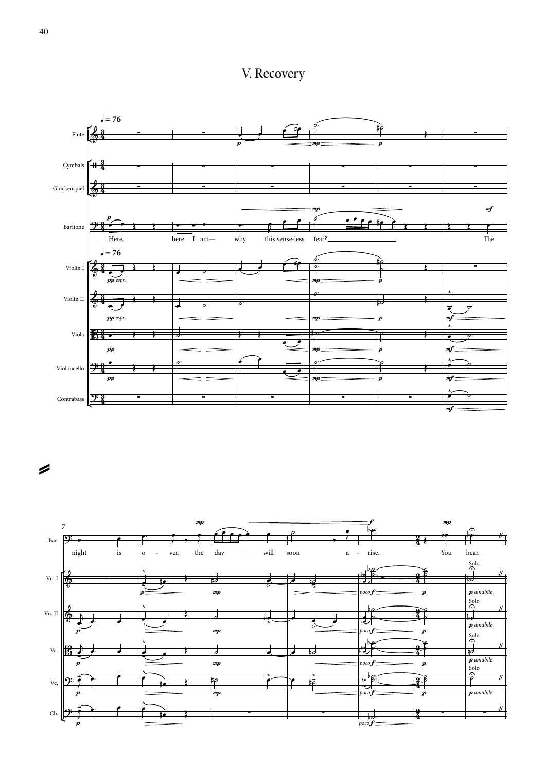# V. Recovery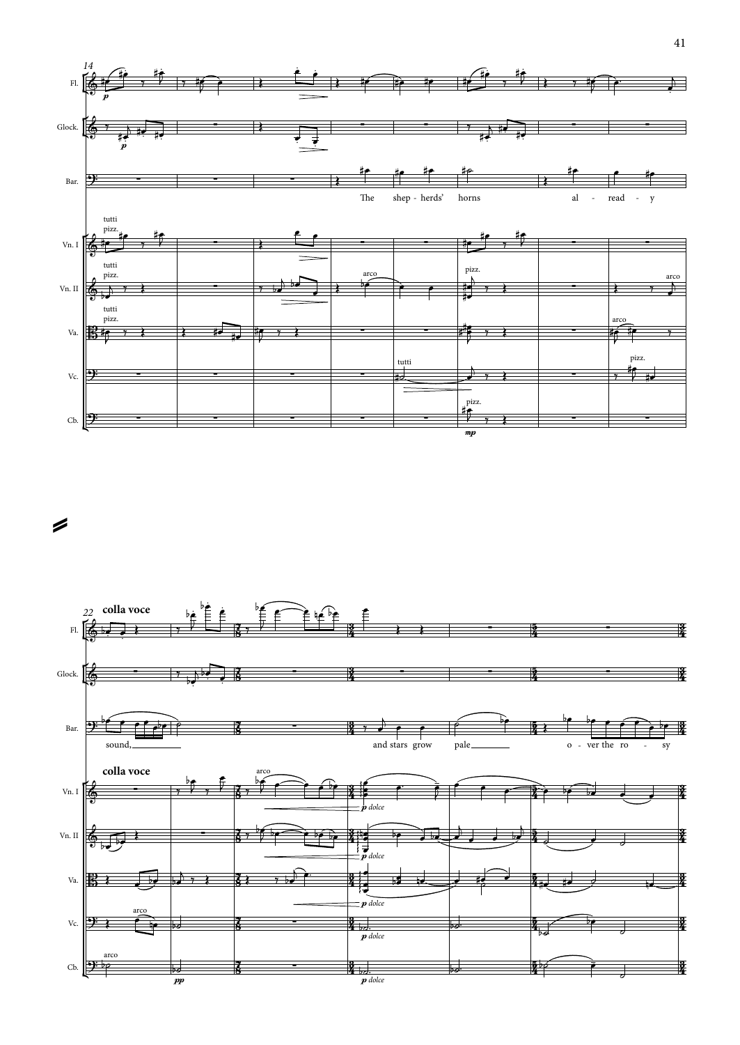14

Fl.

Glock.

Bar.

The shep - herds' horns al - read - y

tutti pizz.

Vn. I

tutti pizz. arco pizz. arco

Vn. II

tutti pizz. arco

Va.

tutti pizz.

Vc.

pizz.

Cb.

22

**colla voce**

Fl.

Glock.

Bar.

sound, and stars grow pale o - ver the ro - sy

**colla voce**

arco

Vn. I

*p dolce*

Vn. II

*p dolce*

Va.

*p dolce*

arco

Vc.

*p dolce*

arco

Cb.

*pp* *p dolce*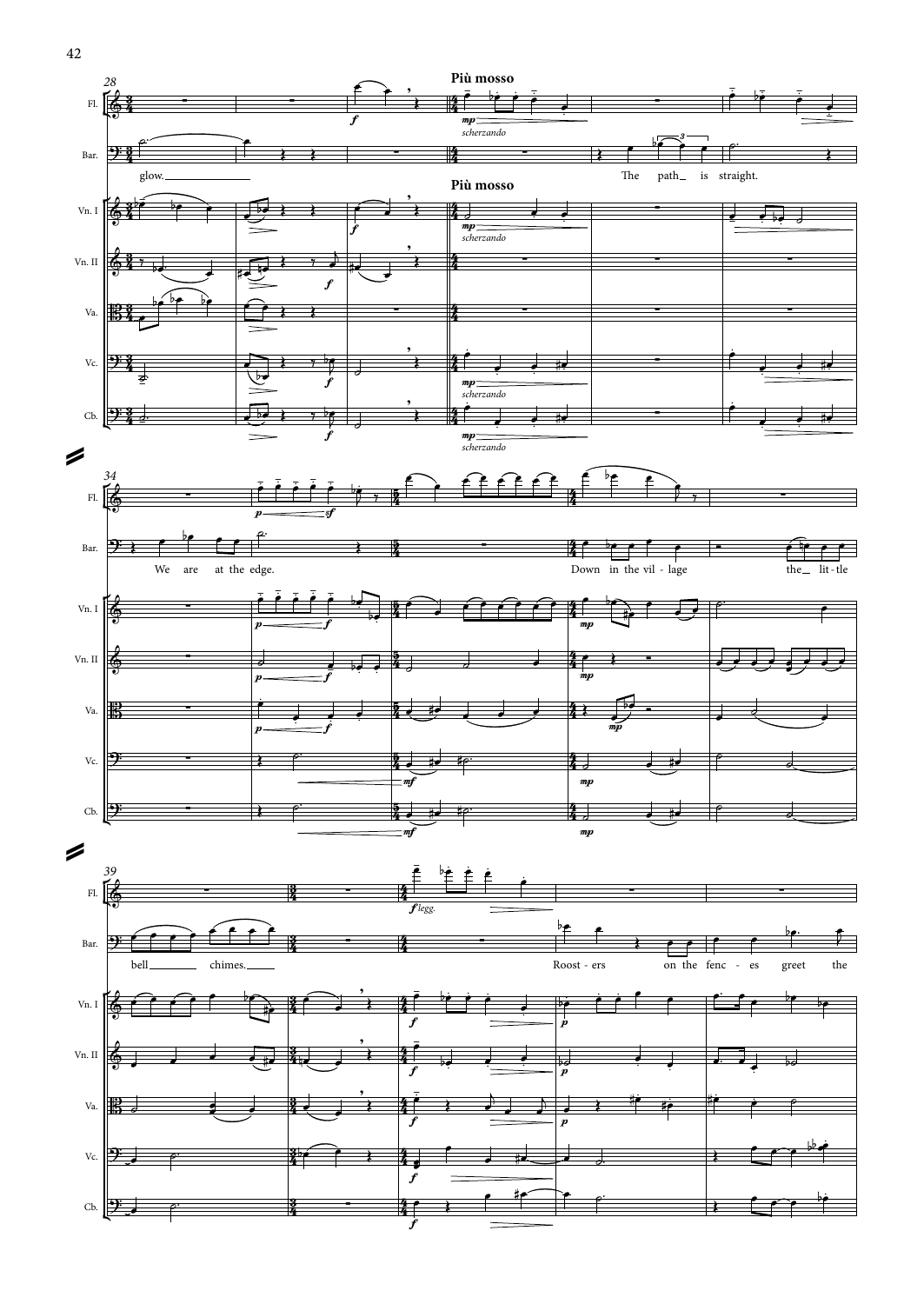**Più mosso**

glow.

The path is straight.

We are at the edge.

Down in the vil-lage the lit-tle bell chimes.

Roost-ers on the fenc-es greet the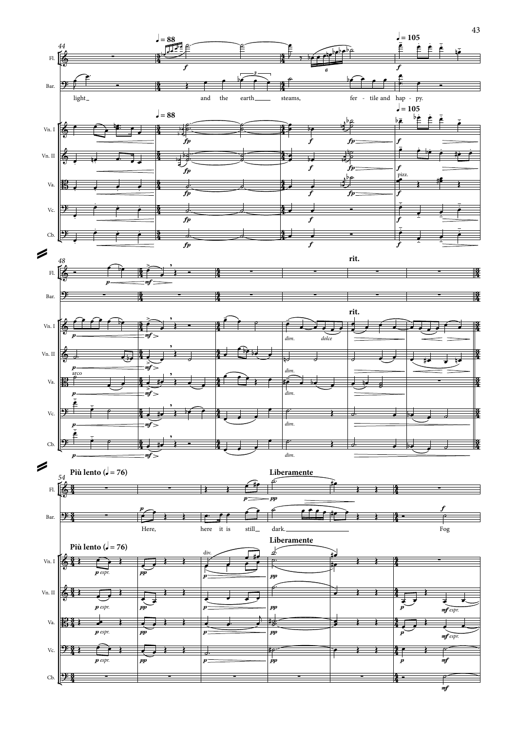♩ = 88

♩ = 105

light _ and the earth _ steams, fer - tile and hap - py.

rit.

Più lento (♩ = 76)

Liberamente

Here, here it is still _ dark. _ Fog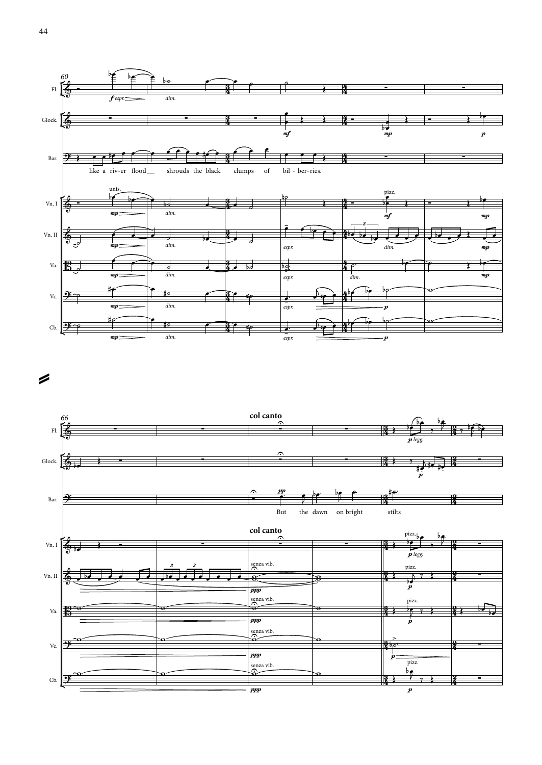like a riv-er flood shrouds the black clumps of bil-ber-ries.

**col canto**

But the dawn on bright stilts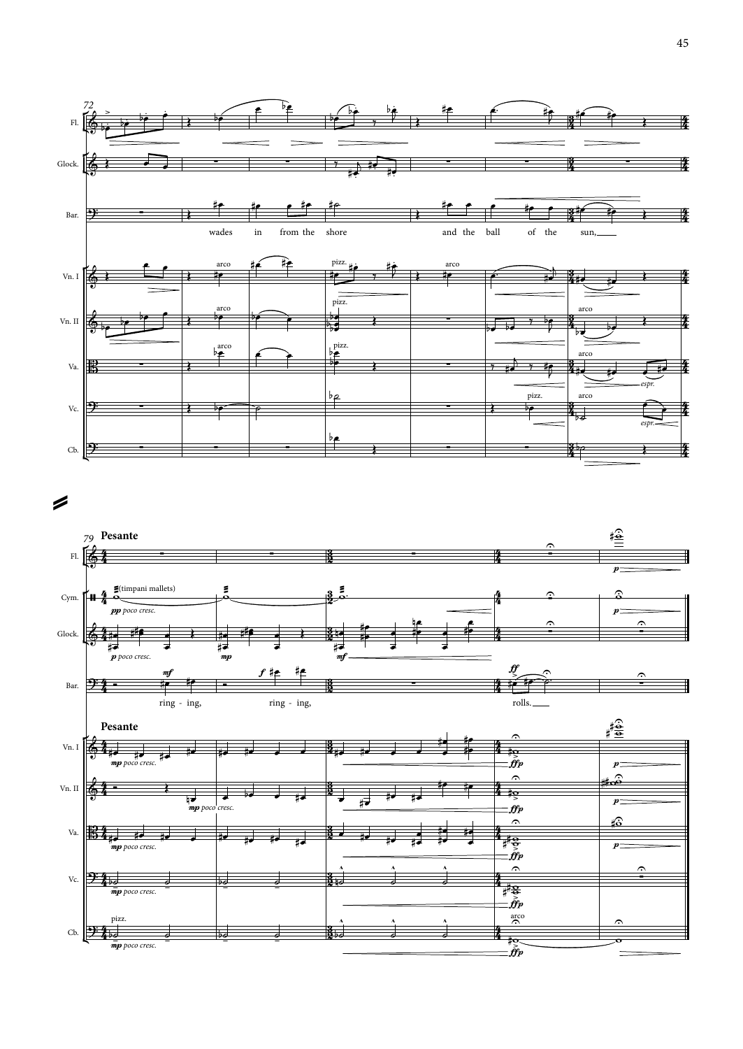72

Fl.

Glock.

Bar.

wades in from the shore and the ball of the sun,

Vn. I

arco · pizz. · arco

Vn. II

arco · pizz. · arco

Va.

arco · pizz. · arco · *espr.*

Vc.

pizz. · arco · *espr.*

Cb.

79 **Pesante**

Fl.

*p*

Cym.

(timpani mallets)

*pp poco cresc.* · *p*

Glock.

*p poco cresc.* · *mp* · *mf*

Bar.

*mf* · *f* · *ff*

ring - ing, ring - ing, rolls.

**Pesante**

Vn. I

*mp poco cresc.* · *ffp* · *p*

Vn. II

*mp poco cresc.* · *ffp* · *p*

Va.

*mp poco cresc.* · *ffp* · *p*

Vc.

*mp poco cresc.* · *ffp*

Cb.

pizz. · arco

*mp poco cresc.* · *ffp*